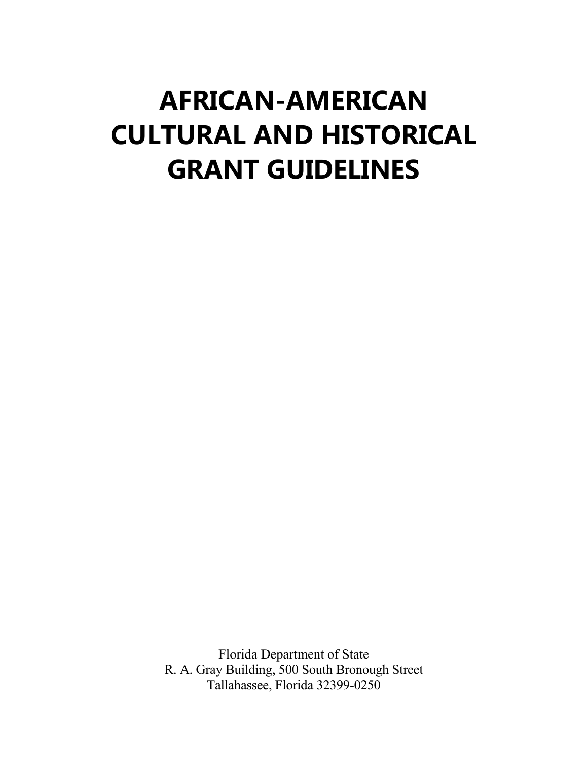# AFRICAN-AMERICAN CULTURAL AND HISTORICAL GRANT GUIDELINES

Florida Department of State
R. A. Gray Building, 500 South Bronough Street
Tallahassee, Florida 32399-0250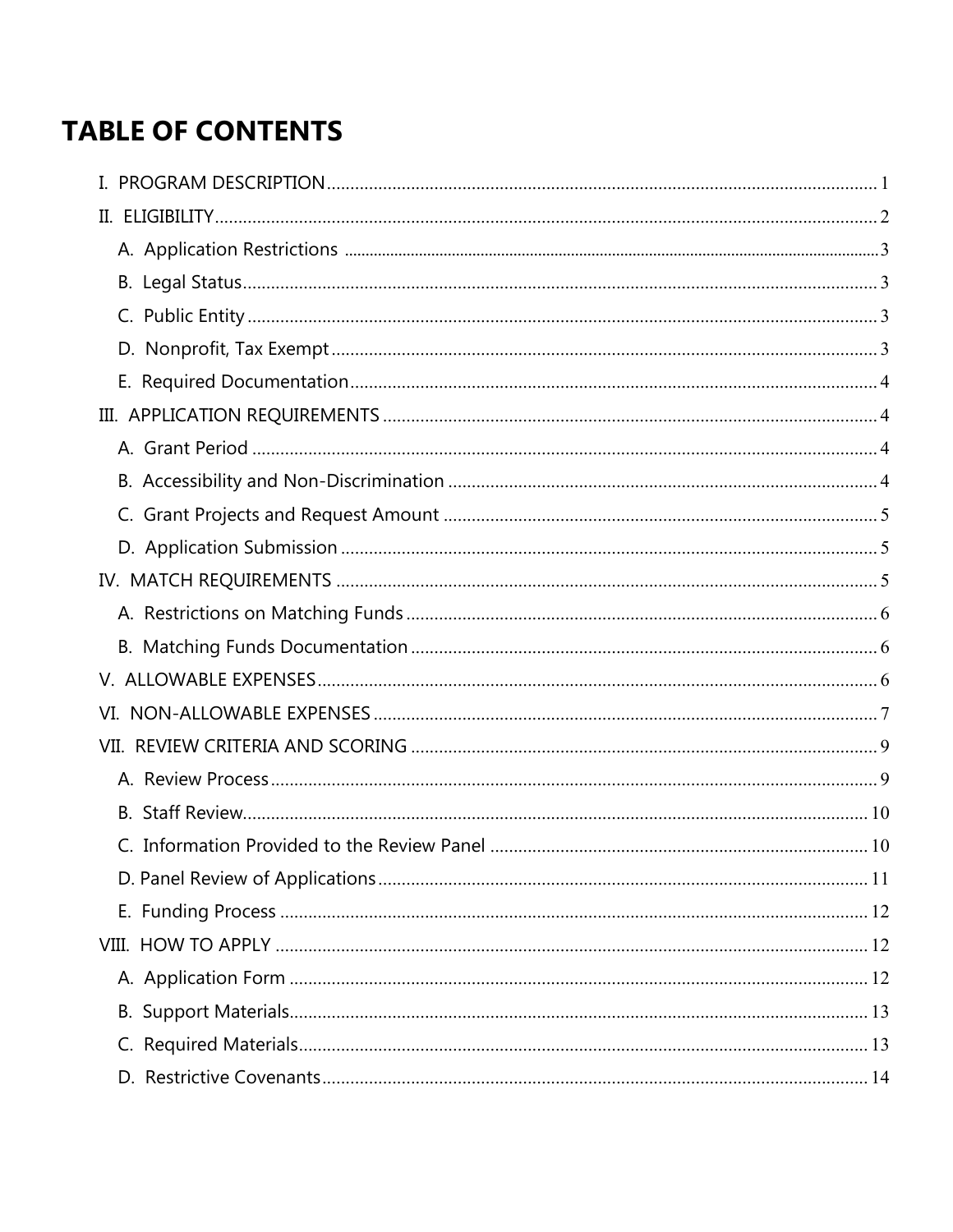# TABLE OF CONTENTS

I. PROGRAM DESCRIPTION .......... 1

II. ELIGIBILITY .......... 2

- A. Application Restrictions .......... 3
- B. Legal Status .......... 3
- C. Public Entity .......... 3
- D. Nonprofit, Tax Exempt .......... 3
- E. Required Documentation .......... 4

III. APPLICATION REQUIREMENTS .......... 4

- A. Grant Period .......... 4
- B. Accessibility and Non-Discrimination .......... 4
- C. Grant Projects and Request Amount .......... 5
- D. Application Submission .......... 5

IV. MATCH REQUIREMENTS .......... 5

- A. Restrictions on Matching Funds .......... 6
- B. Matching Funds Documentation .......... 6

V. ALLOWABLE EXPENSES .......... 6

VI. NON-ALLOWABLE EXPENSES .......... 7

VII. REVIEW CRITERIA AND SCORING .......... 9

- A. Review Process .......... 9
- B. Staff Review .......... 10
- C. Information Provided to the Review Panel .......... 10
- D. Panel Review of Applications .......... 11
- E. Funding Process .......... 12

VIII. HOW TO APPLY .......... 12

- A. Application Form .......... 12
- B. Support Materials .......... 13
- C. Required Materials .......... 13
- D. Restrictive Covenants .......... 14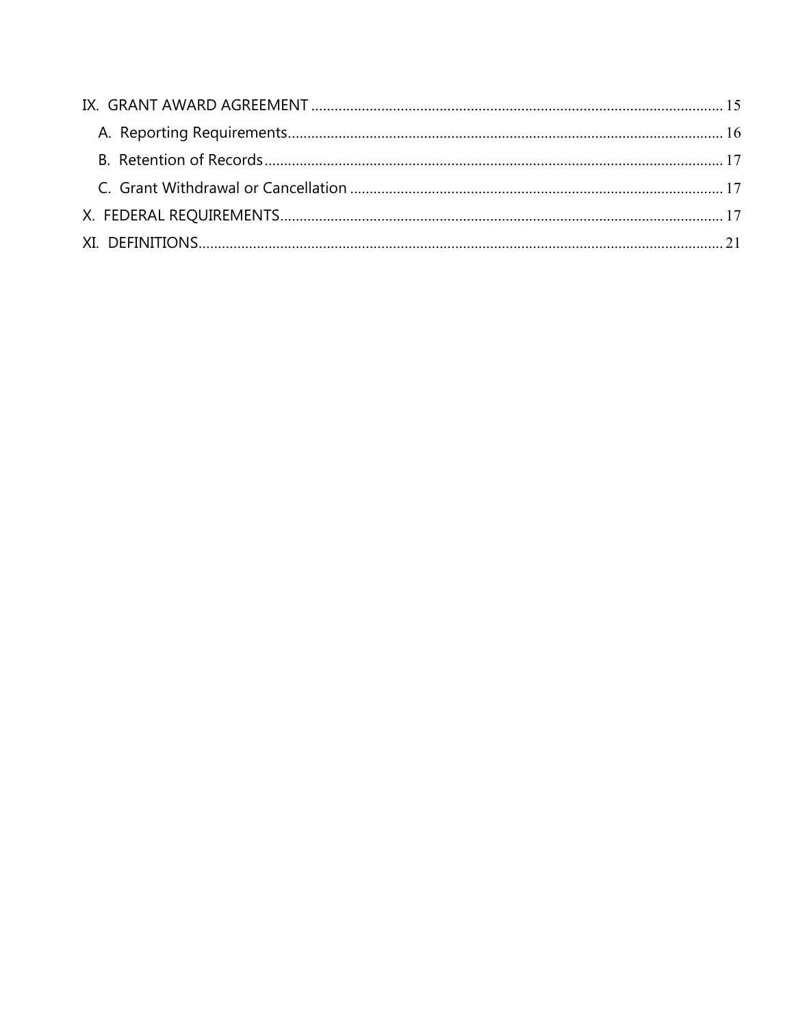IX. GRANT AWARD AGREEMENT ........................................................................................................ 15

A. Reporting Requirements............................................................................................................ 16

B. Retention of Records.................................................................................................................. 17

C. Grant Withdrawal or Cancellation ............................................................................................ 17

X. FEDERAL REQUIREMENTS................................................................................................................ 17

XI. DEFINITIONS..................................................................................................................................... 21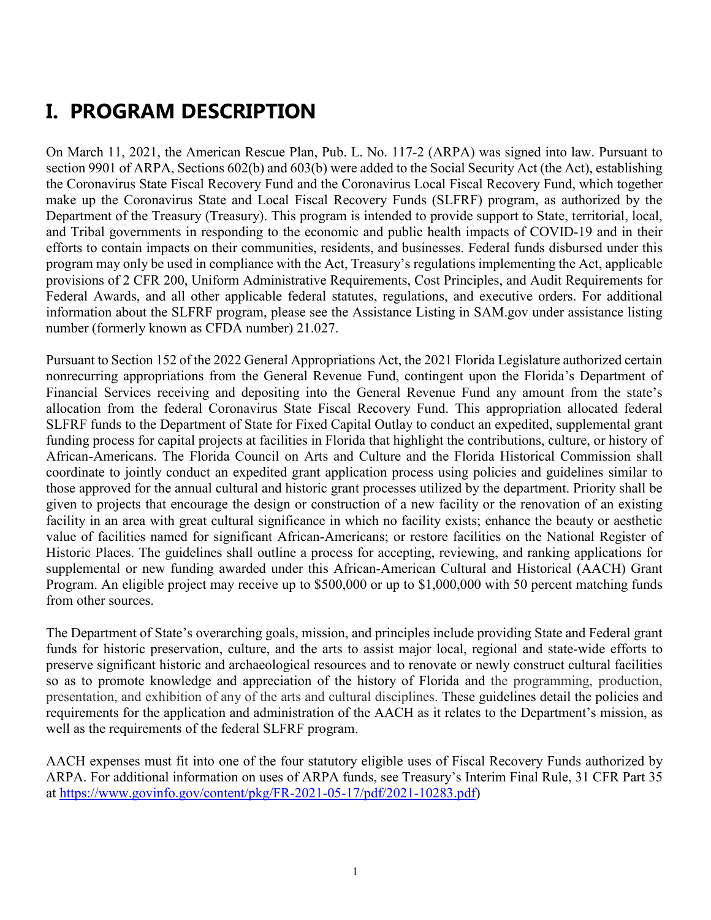# I. PROGRAM DESCRIPTION

On March 11, 2021, the American Rescue Plan, Pub. L. No. 117-2 (ARPA) was signed into law. Pursuant to section 9901 of ARPA, Sections 602(b) and 603(b) were added to the Social Security Act (the Act), establishing the Coronavirus State Fiscal Recovery Fund and the Coronavirus Local Fiscal Recovery Fund, which together make up the Coronavirus State and Local Fiscal Recovery Funds (SLFRF) program, as authorized by the Department of the Treasury (Treasury). This program is intended to provide support to State, territorial, local, and Tribal governments in responding to the economic and public health impacts of COVID-19 and in their efforts to contain impacts on their communities, residents, and businesses. Federal funds disbursed under this program may only be used in compliance with the Act, Treasury's regulations implementing the Act, applicable provisions of 2 CFR 200, Uniform Administrative Requirements, Cost Principles, and Audit Requirements for Federal Awards, and all other applicable federal statutes, regulations, and executive orders. For additional information about the SLFRF program, please see the Assistance Listing in SAM.gov under assistance listing number (formerly known as CFDA number) 21.027.

Pursuant to Section 152 of the 2022 General Appropriations Act, the 2021 Florida Legislature authorized certain nonrecurring appropriations from the General Revenue Fund, contingent upon the Florida's Department of Financial Services receiving and depositing into the General Revenue Fund any amount from the state's allocation from the federal Coronavirus State Fiscal Recovery Fund. This appropriation allocated federal SLFRF funds to the Department of State for Fixed Capital Outlay to conduct an expedited, supplemental grant funding process for capital projects at facilities in Florida that highlight the contributions, culture, or history of African-Americans. The Florida Council on Arts and Culture and the Florida Historical Commission shall coordinate to jointly conduct an expedited grant application process using policies and guidelines similar to those approved for the annual cultural and historic grant processes utilized by the department. Priority shall be given to projects that encourage the design or construction of a new facility or the renovation of an existing facility in an area with great cultural significance in which no facility exists; enhance the beauty or aesthetic value of facilities named for significant African-Americans; or restore facilities on the National Register of Historic Places. The guidelines shall outline a process for accepting, reviewing, and ranking applications for supplemental or new funding awarded under this African-American Cultural and Historical (AACH) Grant Program. An eligible project may receive up to $500,000 or up to $1,000,000 with 50 percent matching funds from other sources.

The Department of State's overarching goals, mission, and principles include providing State and Federal grant funds for historic preservation, culture, and the arts to assist major local, regional and state-wide efforts to preserve significant historic and archaeological resources and to renovate or newly construct cultural facilities so as to promote knowledge and appreciation of the history of Florida and the programming, production, presentation, and exhibition of any of the arts and cultural disciplines. These guidelines detail the policies and requirements for the application and administration of the AACH as it relates to the Department's mission, as well as the requirements of the federal SLFRF program.

AACH expenses must fit into one of the four statutory eligible uses of Fiscal Recovery Funds authorized by ARPA. For additional information on uses of ARPA funds, see Treasury's Interim Final Rule, 31 CFR Part 35 at https://www.govinfo.gov/content/pkg/FR-2021-05-17/pdf/2021-10283.pdf)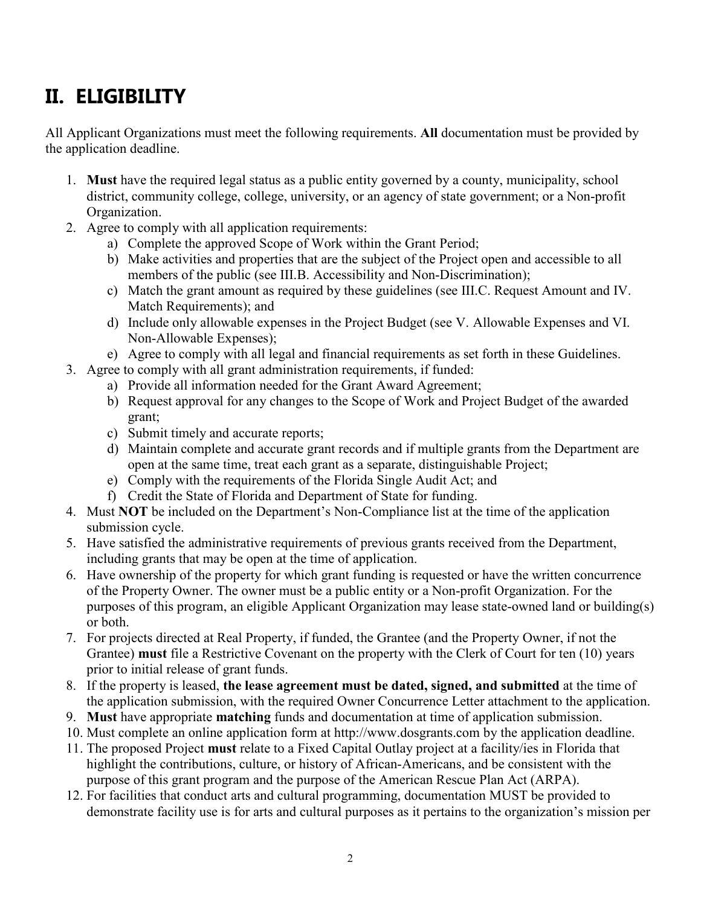# II. ELIGIBILITY

All Applicant Organizations must meet the following requirements. **All** documentation must be provided by the application deadline.

1. **Must** have the required legal status as a public entity governed by a county, municipality, school district, community college, college, university, or an agency of state government; or a Non-profit Organization.
2. Agree to comply with all application requirements:
   a) Complete the approved Scope of Work within the Grant Period;
   b) Make activities and properties that are the subject of the Project open and accessible to all members of the public (see III.B. Accessibility and Non-Discrimination);
   c) Match the grant amount as required by these guidelines (see III.C. Request Amount and IV. Match Requirements); and
   d) Include only allowable expenses in the Project Budget (see V. Allowable Expenses and VI. Non-Allowable Expenses);
   e) Agree to comply with all legal and financial requirements as set forth in these Guidelines.
3. Agree to comply with all grant administration requirements, if funded:
   a) Provide all information needed for the Grant Award Agreement;
   b) Request approval for any changes to the Scope of Work and Project Budget of the awarded grant;
   c) Submit timely and accurate reports;
   d) Maintain complete and accurate grant records and if multiple grants from the Department are open at the same time, treat each grant as a separate, distinguishable Project;
   e) Comply with the requirements of the Florida Single Audit Act; and
   f) Credit the State of Florida and Department of State for funding.
4. Must **NOT** be included on the Department's Non-Compliance list at the time of the application submission cycle.
5. Have satisfied the administrative requirements of previous grants received from the Department, including grants that may be open at the time of application.
6. Have ownership of the property for which grant funding is requested or have the written concurrence of the Property Owner. The owner must be a public entity or a Non-profit Organization. For the purposes of this program, an eligible Applicant Organization may lease state-owned land or building(s) or both.
7. For projects directed at Real Property, if funded, the Grantee (and the Property Owner, if not the Grantee) **must** file a Restrictive Covenant on the property with the Clerk of Court for ten (10) years prior to initial release of grant funds.
8. If the property is leased, **the lease agreement must be dated, signed, and submitted** at the time of the application submission, with the required Owner Concurrence Letter attachment to the application.
9. **Must** have appropriate **matching** funds and documentation at time of application submission.
10. Must complete an online application form at http://www.dosgrants.com by the application deadline.
11. The proposed Project **must** relate to a Fixed Capital Outlay project at a facility/ies in Florida that highlight the contributions, culture, or history of African-Americans, and be consistent with the purpose of this grant program and the purpose of the American Rescue Plan Act (ARPA).
12. For facilities that conduct arts and cultural programming, documentation MUST be provided to demonstrate facility use is for arts and cultural purposes as it pertains to the organization's mission per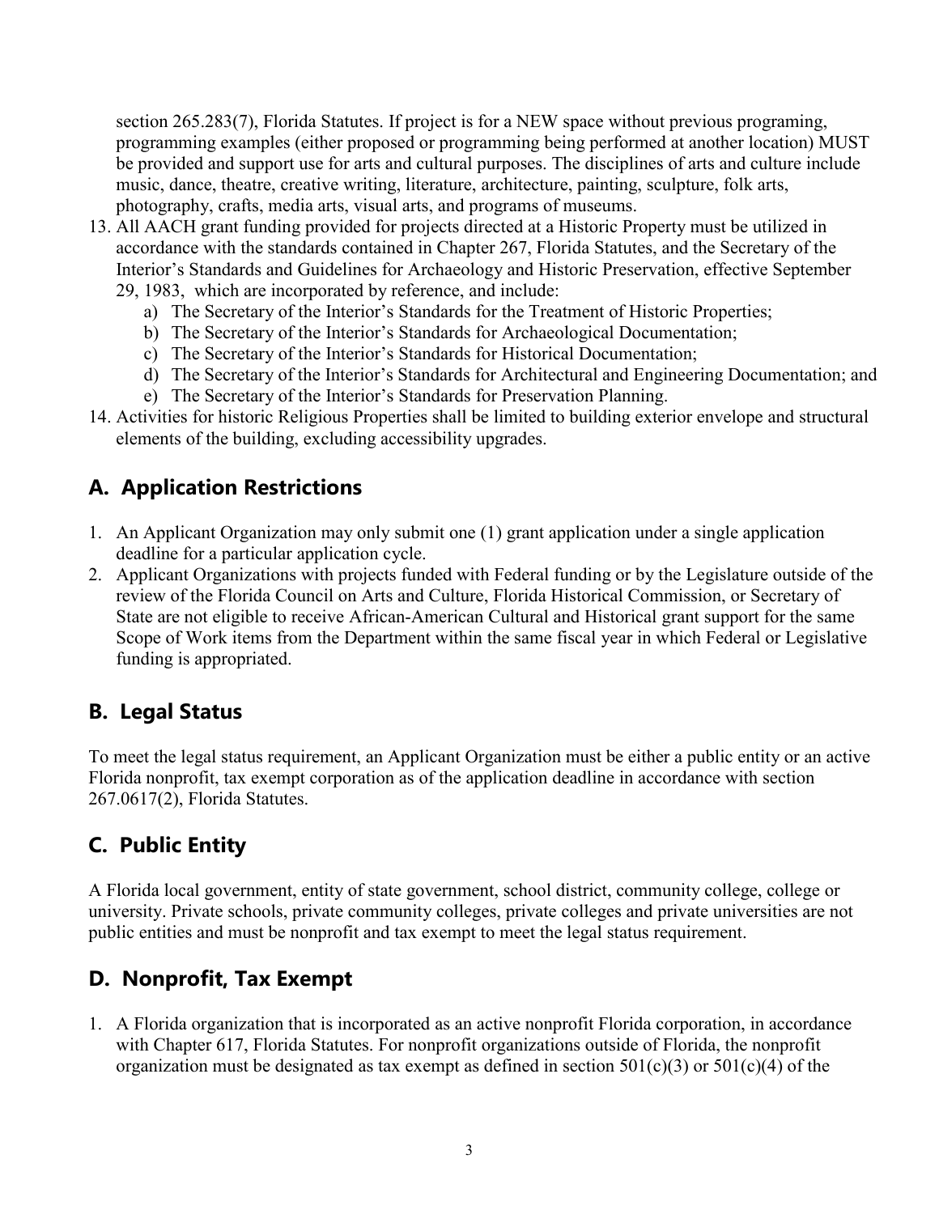section 265.283(7), Florida Statutes. If project is for a NEW space without previous programing, programming examples (either proposed or programming being performed at another location) MUST be provided and support use for arts and cultural purposes. The disciplines of arts and culture include music, dance, theatre, creative writing, literature, architecture, painting, sculpture, folk arts, photography, crafts, media arts, visual arts, and programs of museums.

13. All AACH grant funding provided for projects directed at a Historic Property must be utilized in accordance with the standards contained in Chapter 267, Florida Statutes, and the Secretary of the Interior's Standards and Guidelines for Archaeology and Historic Preservation, effective September 29, 1983, which are incorporated by reference, and include:
    a) The Secretary of the Interior's Standards for the Treatment of Historic Properties;
    b) The Secretary of the Interior's Standards for Archaeological Documentation;
    c) The Secretary of the Interior's Standards for Historical Documentation;
    d) The Secretary of the Interior's Standards for Architectural and Engineering Documentation; and
    e) The Secretary of the Interior's Standards for Preservation Planning.
14. Activities for historic Religious Properties shall be limited to building exterior envelope and structural elements of the building, excluding accessibility upgrades.

## A. Application Restrictions

1. An Applicant Organization may only submit one (1) grant application under a single application deadline for a particular application cycle.
2. Applicant Organizations with projects funded with Federal funding or by the Legislature outside of the review of the Florida Council on Arts and Culture, Florida Historical Commission, or Secretary of State are not eligible to receive African-American Cultural and Historical grant support for the same Scope of Work items from the Department within the same fiscal year in which Federal or Legislative funding is appropriated.

## B. Legal Status

To meet the legal status requirement, an Applicant Organization must be either a public entity or an active Florida nonprofit, tax exempt corporation as of the application deadline in accordance with section 267.0617(2), Florida Statutes.

## C. Public Entity

A Florida local government, entity of state government, school district, community college, college or university. Private schools, private community colleges, private colleges and private universities are not public entities and must be nonprofit and tax exempt to meet the legal status requirement.

## D. Nonprofit, Tax Exempt

1. A Florida organization that is incorporated as an active nonprofit Florida corporation, in accordance with Chapter 617, Florida Statutes. For nonprofit organizations outside of Florida, the nonprofit organization must be designated as tax exempt as defined in section 501(c)(3) or 501(c)(4) of the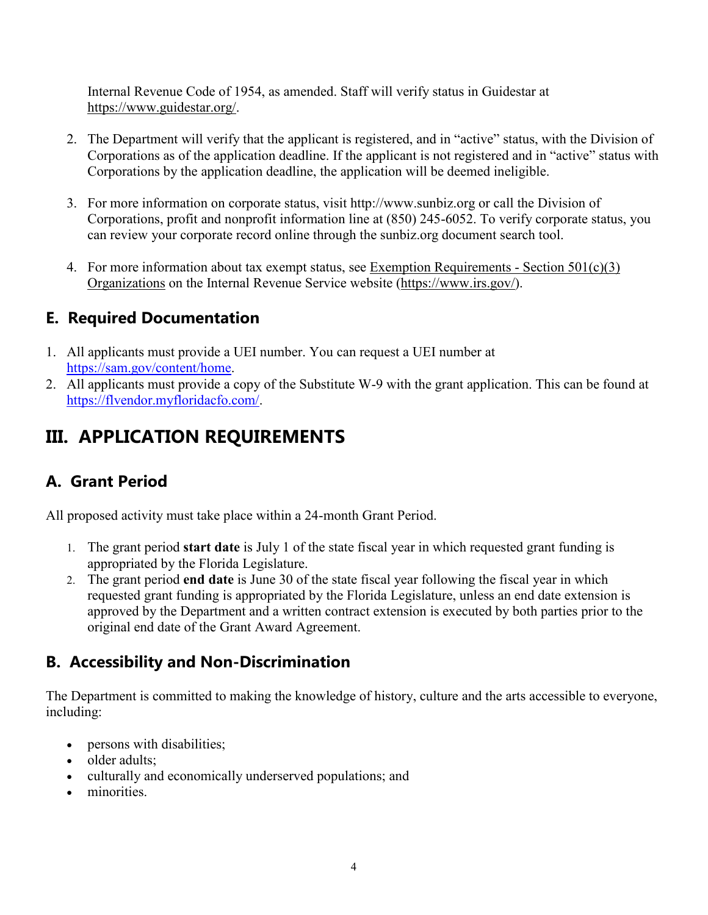Internal Revenue Code of 1954, as amended. Staff will verify status in Guidestar at https://www.guidestar.org/.

2. The Department will verify that the applicant is registered, and in "active" status, with the Division of Corporations as of the application deadline. If the applicant is not registered and in "active" status with Corporations by the application deadline, the application will be deemed ineligible.

3. For more information on corporate status, visit http://www.sunbiz.org or call the Division of Corporations, profit and nonprofit information line at (850) 245-6052. To verify corporate status, you can review your corporate record online through the sunbiz.org document search tool.

4. For more information about tax exempt status, see Exemption Requirements - Section 501(c)(3) Organizations on the Internal Revenue Service website (https://www.irs.gov/).

## E. Required Documentation

1. All applicants must provide a UEI number. You can request a UEI number at https://sam.gov/content/home.
2. All applicants must provide a copy of the Substitute W-9 with the grant application. This can be found at https://flvendor.myfloridacfo.com/.

# III. APPLICATION REQUIREMENTS

## A. Grant Period

All proposed activity must take place within a 24-month Grant Period.

1. The grant period **start date** is July 1 of the state fiscal year in which requested grant funding is appropriated by the Florida Legislature.
2. The grant period **end date** is June 30 of the state fiscal year following the fiscal year in which requested grant funding is appropriated by the Florida Legislature, unless an end date extension is approved by the Department and a written contract extension is executed by both parties prior to the original end date of the Grant Award Agreement.

## B. Accessibility and Non-Discrimination

The Department is committed to making the knowledge of history, culture and the arts accessible to everyone, including:

- persons with disabilities;
- older adults;
- culturally and economically underserved populations; and
- minorities.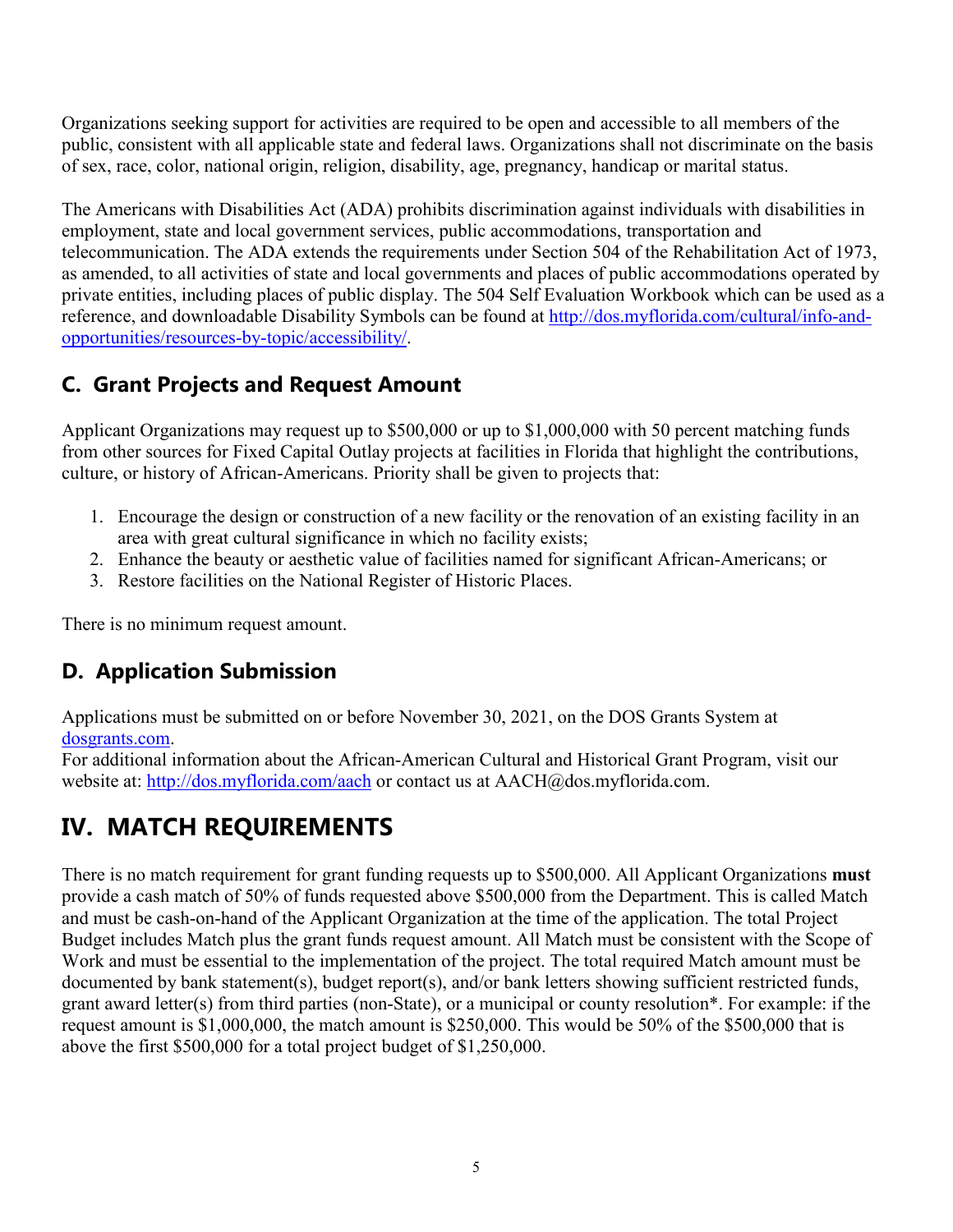Organizations seeking support for activities are required to be open and accessible to all members of the public, consistent with all applicable state and federal laws. Organizations shall not discriminate on the basis of sex, race, color, national origin, religion, disability, age, pregnancy, handicap or marital status.

The Americans with Disabilities Act (ADA) prohibits discrimination against individuals with disabilities in employment, state and local government services, public accommodations, transportation and telecommunication. The ADA extends the requirements under Section 504 of the Rehabilitation Act of 1973, as amended, to all activities of state and local governments and places of public accommodations operated by private entities, including places of public display. The 504 Self Evaluation Workbook which can be used as a reference, and downloadable Disability Symbols can be found at [http://dos.myflorida.com/cultural/info-and-opportunities/resources-by-topic/accessibility/](http://dos.myflorida.com/cultural/info-and-opportunities/resources-by-topic/accessibility/).

## C. Grant Projects and Request Amount

Applicant Organizations may request up to $500,000 or up to $1,000,000 with 50 percent matching funds from other sources for Fixed Capital Outlay projects at facilities in Florida that highlight the contributions, culture, or history of African-Americans. Priority shall be given to projects that:

1. Encourage the design or construction of a new facility or the renovation of an existing facility in an area with great cultural significance in which no facility exists;
2. Enhance the beauty or aesthetic value of facilities named for significant African-Americans; or
3. Restore facilities on the National Register of Historic Places.

There is no minimum request amount.

## D. Application Submission

Applications must be submitted on or before November 30, 2021, on the DOS Grants System at [dosgrants.com](dosgrants.com).
For additional information about the African-American Cultural and Historical Grant Program, visit our website at: [http://dos.myflorida.com/aach](http://dos.myflorida.com/aach) or contact us at AACH@dos.myflorida.com.

# IV. MATCH REQUIREMENTS

There is no match requirement for grant funding requests up to $500,000. All Applicant Organizations **must** provide a cash match of 50% of funds requested above $500,000 from the Department. This is called Match and must be cash-on-hand of the Applicant Organization at the time of the application. The total Project Budget includes Match plus the grant funds request amount. All Match must be consistent with the Scope of Work and must be essential to the implementation of the project. The total required Match amount must be documented by bank statement(s), budget report(s), and/or bank letters showing sufficient restricted funds, grant award letter(s) from third parties (non-State), or a municipal or county resolution*. For example: if the request amount is $1,000,000, the match amount is $250,000. This would be 50% of the $500,000 that is above the first $500,000 for a total project budget of $1,250,000.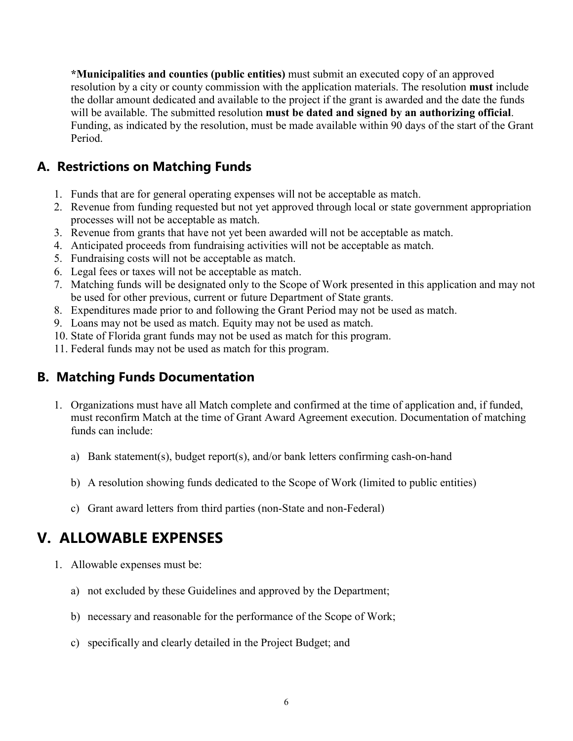**\*Municipalities and counties (public entities)** must submit an executed copy of an approved resolution by a city or county commission with the application materials. The resolution **must** include the dollar amount dedicated and available to the project if the grant is awarded and the date the funds will be available. The submitted resolution **must be dated and signed by an authorizing official**. Funding, as indicated by the resolution, must be made available within 90 days of the start of the Grant Period.

## A. Restrictions on Matching Funds

1. Funds that are for general operating expenses will not be acceptable as match.
2. Revenue from funding requested but not yet approved through local or state government appropriation processes will not be acceptable as match.
3. Revenue from grants that have not yet been awarded will not be acceptable as match.
4. Anticipated proceeds from fundraising activities will not be acceptable as match.
5. Fundraising costs will not be acceptable as match.
6. Legal fees or taxes will not be acceptable as match.
7. Matching funds will be designated only to the Scope of Work presented in this application and may not be used for other previous, current or future Department of State grants.
8. Expenditures made prior to and following the Grant Period may not be used as match.
9. Loans may not be used as match. Equity may not be used as match.
10. State of Florida grant funds may not be used as match for this program.
11. Federal funds may not be used as match for this program.

## B. Matching Funds Documentation

1. Organizations must have all Match complete and confirmed at the time of application and, if funded, must reconfirm Match at the time of Grant Award Agreement execution. Documentation of matching funds can include:

   a) Bank statement(s), budget report(s), and/or bank letters confirming cash-on-hand

   b) A resolution showing funds dedicated to the Scope of Work (limited to public entities)

   c) Grant award letters from third parties (non-State and non-Federal)

# V. ALLOWABLE EXPENSES

1. Allowable expenses must be:

   a) not excluded by these Guidelines and approved by the Department;

   b) necessary and reasonable for the performance of the Scope of Work;

   c) specifically and clearly detailed in the Project Budget; and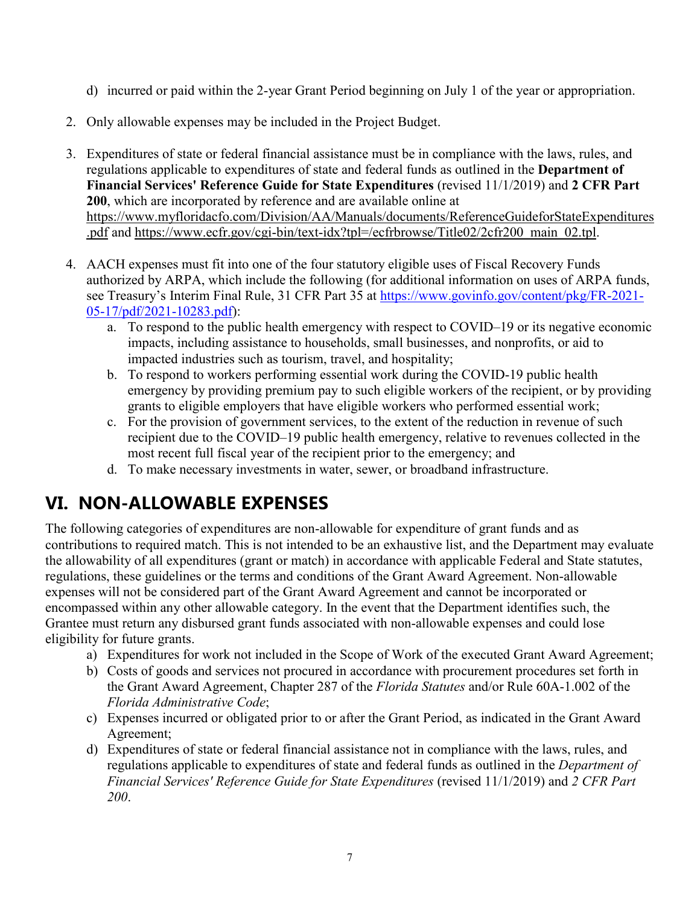d) incurred or paid within the 2-year Grant Period beginning on July 1 of the year or appropriation.

2. Only allowable expenses may be included in the Project Budget.

3. Expenditures of state or federal financial assistance must be in compliance with the laws, rules, and regulations applicable to expenditures of state and federal funds as outlined in the **Department of Financial Services' Reference Guide for State Expenditures** (revised 11/1/2019) and **2 CFR Part 200**, which are incorporated by reference and are available online at https://www.myfloridacfo.com/Division/AA/Manuals/documents/ReferenceGuideforStateExpenditures.pdf and https://www.ecfr.gov/cgi-bin/text-idx?tpl=/ecfrbrowse/Title02/2cfr200_main_02.tpl.

4. AACH expenses must fit into one of the four statutory eligible uses of Fiscal Recovery Funds authorized by ARPA, which include the following (for additional information on uses of ARPA funds, see Treasury's Interim Final Rule, 31 CFR Part 35 at https://www.govinfo.gov/content/pkg/FR-2021-05-17/pdf/2021-10283.pdf):
   a. To respond to the public health emergency with respect to COVID–19 or its negative economic impacts, including assistance to households, small businesses, and nonprofits, or aid to impacted industries such as tourism, travel, and hospitality;
   b. To respond to workers performing essential work during the COVID-19 public health emergency by providing premium pay to such eligible workers of the recipient, or by providing grants to eligible employers that have eligible workers who performed essential work;
   c. For the provision of government services, to the extent of the reduction in revenue of such recipient due to the COVID–19 public health emergency, relative to revenues collected in the most recent full fiscal year of the recipient prior to the emergency; and
   d. To make necessary investments in water, sewer, or broadband infrastructure.

# VI. NON-ALLOWABLE EXPENSES

The following categories of expenditures are non-allowable for expenditure of grant funds and as contributions to required match. This is not intended to be an exhaustive list, and the Department may evaluate the allowability of all expenditures (grant or match) in accordance with applicable Federal and State statutes, regulations, these guidelines or the terms and conditions of the Grant Award Agreement. Non-allowable expenses will not be considered part of the Grant Award Agreement and cannot be incorporated or encompassed within any other allowable category. In the event that the Department identifies such, the Grantee must return any disbursed grant funds associated with non-allowable expenses and could lose eligibility for future grants.

a) Expenditures for work not included in the Scope of Work of the executed Grant Award Agreement;
b) Costs of goods and services not procured in accordance with procurement procedures set forth in the Grant Award Agreement, Chapter 287 of the *Florida Statutes* and/or Rule 60A-1.002 of the *Florida Administrative Code*;
c) Expenses incurred or obligated prior to or after the Grant Period, as indicated in the Grant Award Agreement;
d) Expenditures of state or federal financial assistance not in compliance with the laws, rules, and regulations applicable to expenditures of state and federal funds as outlined in the *Department of Financial Services' Reference Guide for State Expenditures* (revised 11/1/2019) and *2 CFR Part 200*.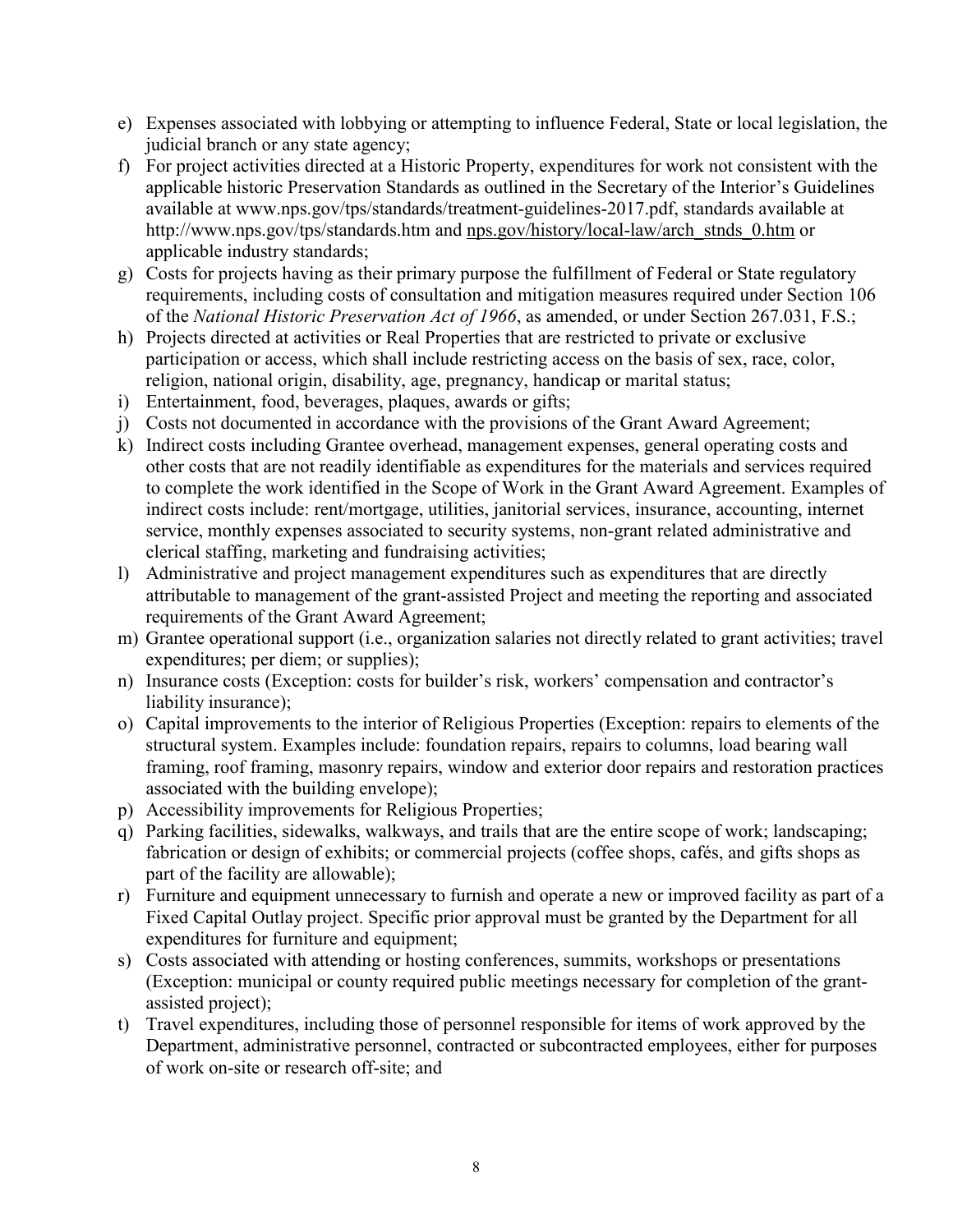e) Expenses associated with lobbying or attempting to influence Federal, State or local legislation, the judicial branch or any state agency;
f) For project activities directed at a Historic Property, expenditures for work not consistent with the applicable historic Preservation Standards as outlined in the Secretary of the Interior's Guidelines available at www.nps.gov/tps/standards/treatment-guidelines-2017.pdf, standards available at http://www.nps.gov/tps/standards.htm and nps.gov/history/local-law/arch_stnds_0.htm or applicable industry standards;
g) Costs for projects having as their primary purpose the fulfillment of Federal or State regulatory requirements, including costs of consultation and mitigation measures required under Section 106 of the *National Historic Preservation Act of 1966*, as amended, or under Section 267.031, F.S.;
h) Projects directed at activities or Real Properties that are restricted to private or exclusive participation or access, which shall include restricting access on the basis of sex, race, color, religion, national origin, disability, age, pregnancy, handicap or marital status;
i) Entertainment, food, beverages, plaques, awards or gifts;
j) Costs not documented in accordance with the provisions of the Grant Award Agreement;
k) Indirect costs including Grantee overhead, management expenses, general operating costs and other costs that are not readily identifiable as expenditures for the materials and services required to complete the work identified in the Scope of Work in the Grant Award Agreement. Examples of indirect costs include: rent/mortgage, utilities, janitorial services, insurance, accounting, internet service, monthly expenses associated to security systems, non-grant related administrative and clerical staffing, marketing and fundraising activities;
l) Administrative and project management expenditures such as expenditures that are directly attributable to management of the grant-assisted Project and meeting the reporting and associated requirements of the Grant Award Agreement;
m) Grantee operational support (i.e., organization salaries not directly related to grant activities; travel expenditures; per diem; or supplies);
n) Insurance costs (Exception: costs for builder's risk, workers' compensation and contractor's liability insurance);
o) Capital improvements to the interior of Religious Properties (Exception: repairs to elements of the structural system. Examples include: foundation repairs, repairs to columns, load bearing wall framing, roof framing, masonry repairs, window and exterior door repairs and restoration practices associated with the building envelope);
p) Accessibility improvements for Religious Properties;
q) Parking facilities, sidewalks, walkways, and trails that are the entire scope of work; landscaping; fabrication or design of exhibits; or commercial projects (coffee shops, cafés, and gifts shops as part of the facility are allowable);
r) Furniture and equipment unnecessary to furnish and operate a new or improved facility as part of a Fixed Capital Outlay project. Specific prior approval must be granted by the Department for all expenditures for furniture and equipment;
s) Costs associated with attending or hosting conferences, summits, workshops or presentations (Exception: municipal or county required public meetings necessary for completion of the grant-assisted project);
t) Travel expenditures, including those of personnel responsible for items of work approved by the Department, administrative personnel, contracted or subcontracted employees, either for purposes of work on-site or research off-site; and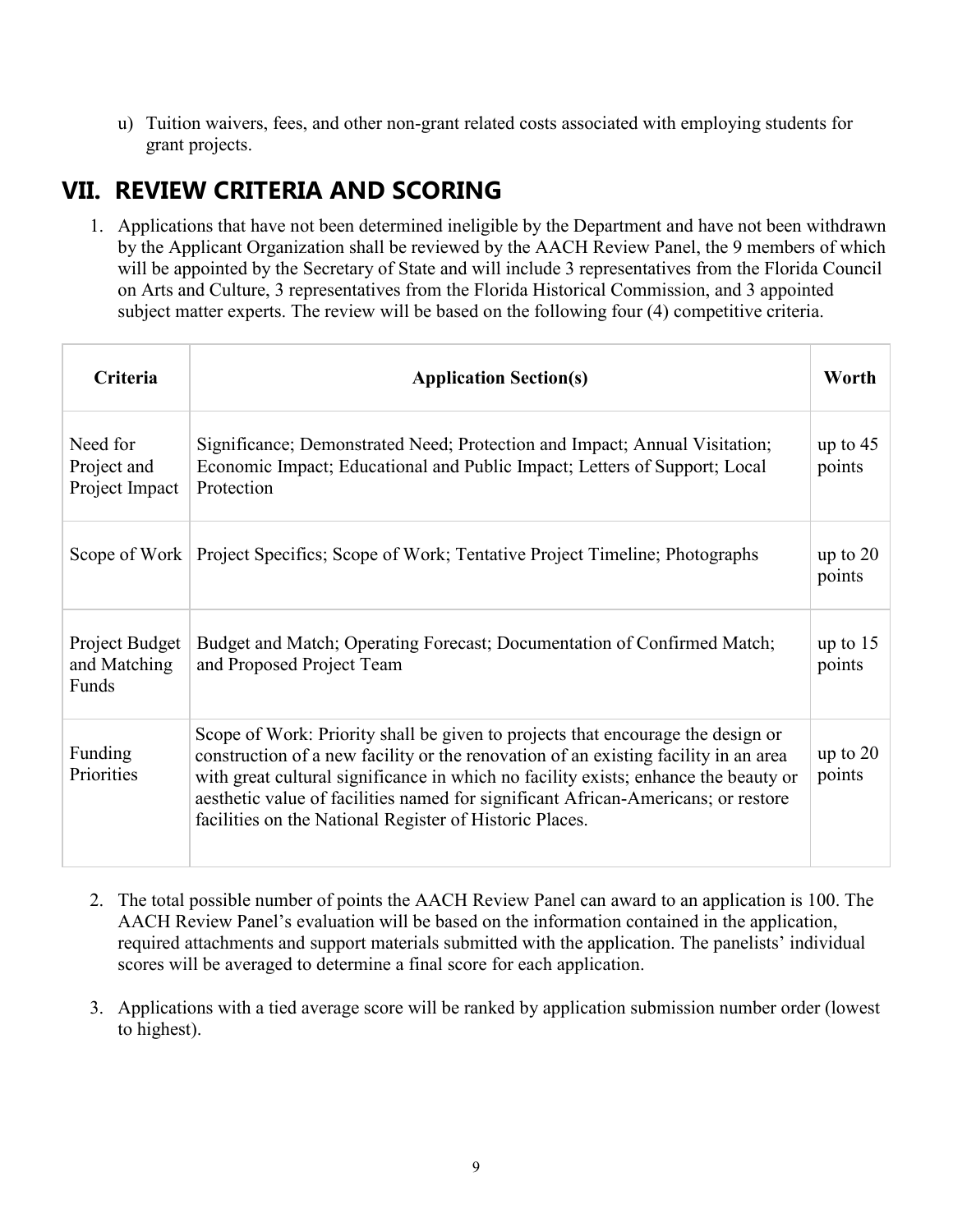u) Tuition waivers, fees, and other non-grant related costs associated with employing students for grant projects.

## VII. REVIEW CRITERIA AND SCORING

1. Applications that have not been determined ineligible by the Department and have not been withdrawn by the Applicant Organization shall be reviewed by the AACH Review Panel, the 9 members of which will be appointed by the Secretary of State and will include 3 representatives from the Florida Council on Arts and Culture, 3 representatives from the Florida Historical Commission, and 3 appointed subject matter experts. The review will be based on the following four (4) competitive criteria.

| Criteria | Application Section(s) | Worth |
|---|---|---|
| Need for Project and Project Impact | Significance; Demonstrated Need; Protection and Impact; Annual Visitation; Economic Impact; Educational and Public Impact; Letters of Support; Local Protection | up to 45 points |
| Scope of Work | Project Specifics; Scope of Work; Tentative Project Timeline; Photographs | up to 20 points |
| Project Budget and Matching Funds | Budget and Match; Operating Forecast; Documentation of Confirmed Match; and Proposed Project Team | up to 15 points |
| Funding Priorities | Scope of Work: Priority shall be given to projects that encourage the design or construction of a new facility or the renovation of an existing facility in an area with great cultural significance in which no facility exists; enhance the beauty or aesthetic value of facilities named for significant African-Americans; or restore facilities on the National Register of Historic Places. | up to 20 points |

2. The total possible number of points the AACH Review Panel can award to an application is 100. The AACH Review Panel's evaluation will be based on the information contained in the application, required attachments and support materials submitted with the application. The panelists' individual scores will be averaged to determine a final score for each application.

3. Applications with a tied average score will be ranked by application submission number order (lowest to highest).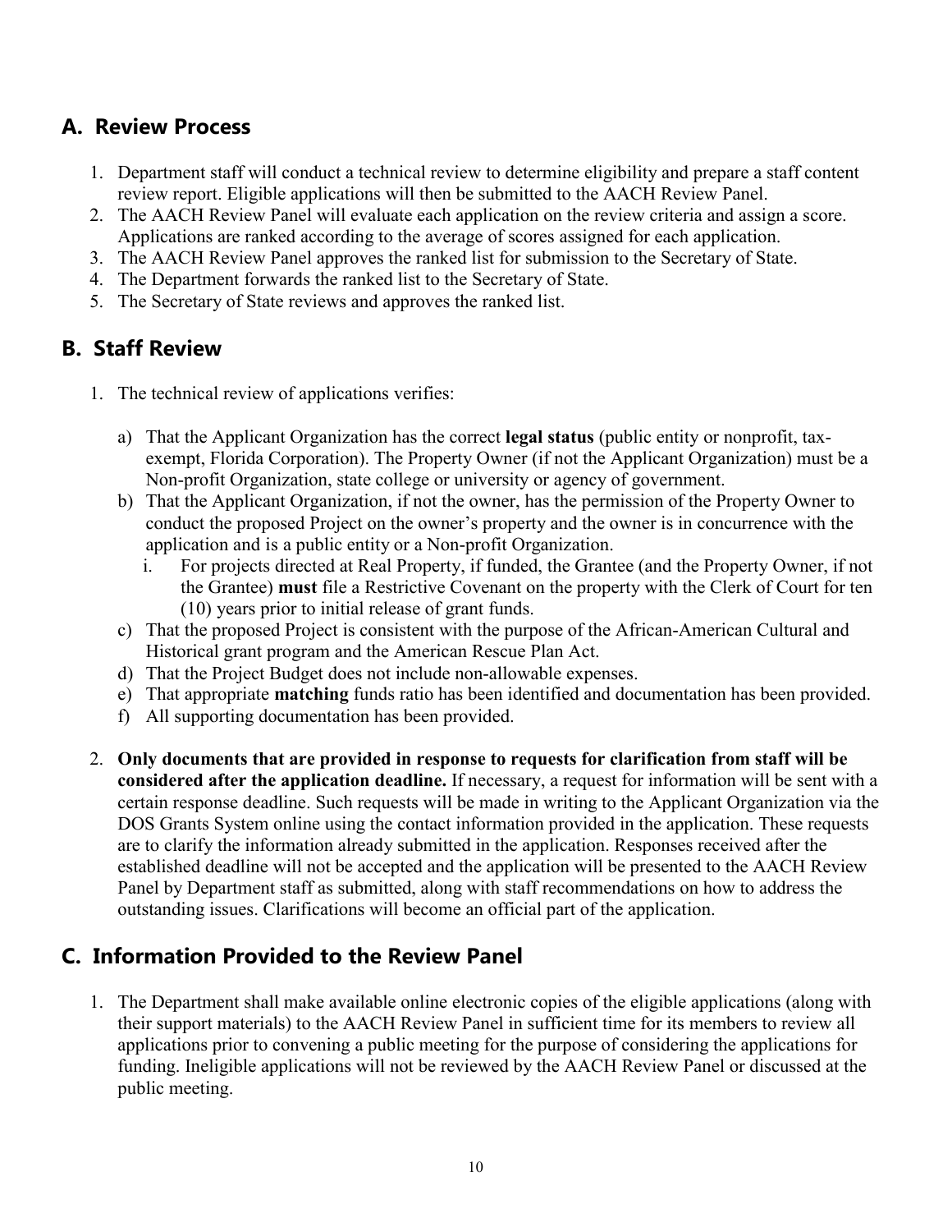## A. Review Process

1. Department staff will conduct a technical review to determine eligibility and prepare a staff content review report. Eligible applications will then be submitted to the AACH Review Panel.
2. The AACH Review Panel will evaluate each application on the review criteria and assign a score. Applications are ranked according to the average of scores assigned for each application.
3. The AACH Review Panel approves the ranked list for submission to the Secretary of State.
4. The Department forwards the ranked list to the Secretary of State.
5. The Secretary of State reviews and approves the ranked list.

## B. Staff Review

1. The technical review of applications verifies:

   a) That the Applicant Organization has the correct **legal status** (public entity or nonprofit, tax-exempt, Florida Corporation). The Property Owner (if not the Applicant Organization) must be a Non-profit Organization, state college or university or agency of government.

   b) That the Applicant Organization, if not the owner, has the permission of the Property Owner to conduct the proposed Project on the owner's property and the owner is in concurrence with the application and is a public entity or a Non-profit Organization.

      i. For projects directed at Real Property, if funded, the Grantee (and the Property Owner, if not the Grantee) **must** file a Restrictive Covenant on the property with the Clerk of Court for ten (10) years prior to initial release of grant funds.

   c) That the proposed Project is consistent with the purpose of the African-American Cultural and Historical grant program and the American Rescue Plan Act.

   d) That the Project Budget does not include non-allowable expenses.

   e) That appropriate **matching** funds ratio has been identified and documentation has been provided.

   f) All supporting documentation has been provided.

2. **Only documents that are provided in response to requests for clarification from staff will be considered after the application deadline.** If necessary, a request for information will be sent with a certain response deadline. Such requests will be made in writing to the Applicant Organization via the DOS Grants System online using the contact information provided in the application. These requests are to clarify the information already submitted in the application. Responses received after the established deadline will not be accepted and the application will be presented to the AACH Review Panel by Department staff as submitted, along with staff recommendations on how to address the outstanding issues. Clarifications will become an official part of the application.

## C. Information Provided to the Review Panel

1. The Department shall make available online electronic copies of the eligible applications (along with their support materials) to the AACH Review Panel in sufficient time for its members to review all applications prior to convening a public meeting for the purpose of considering the applications for funding. Ineligible applications will not be reviewed by the AACH Review Panel or discussed at the public meeting.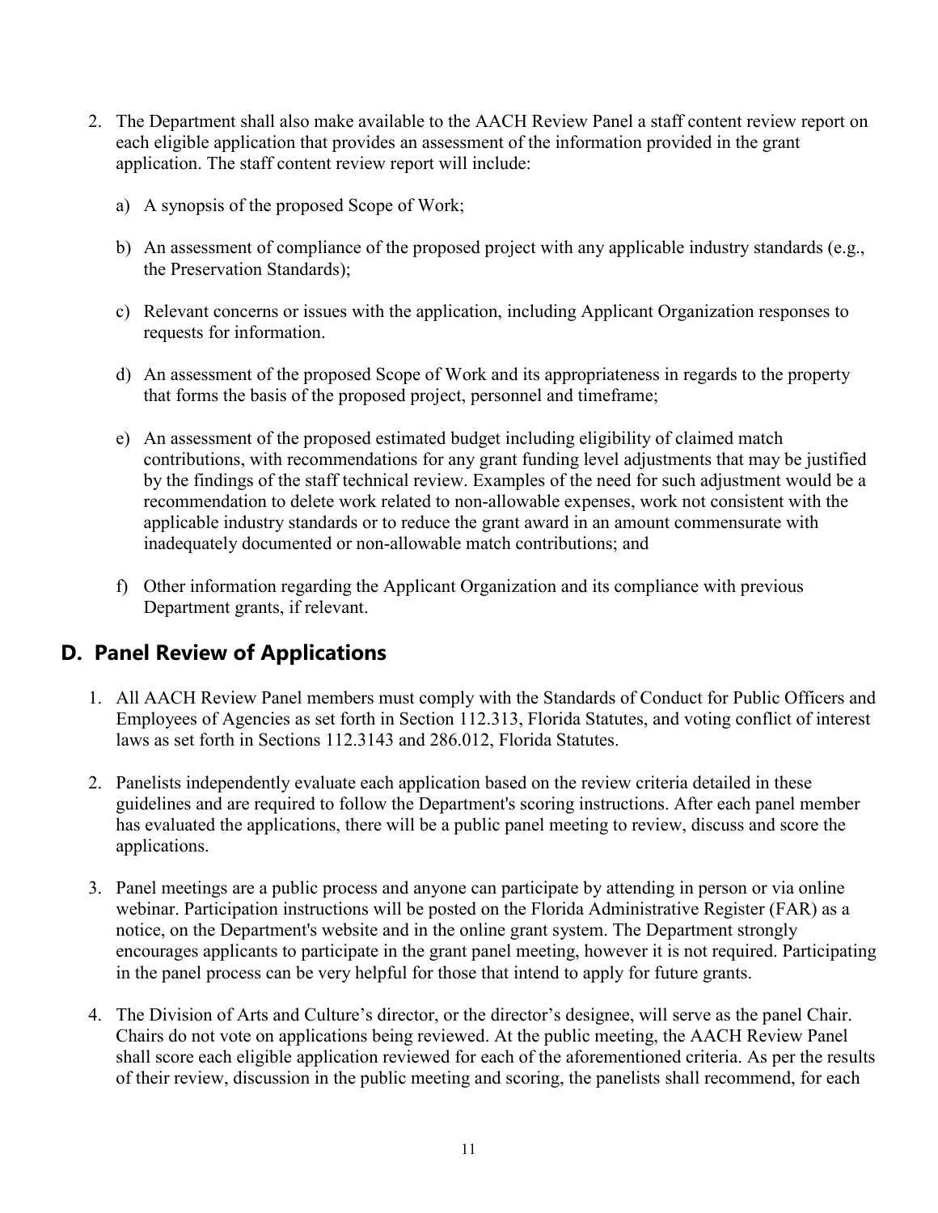2. The Department shall also make available to the AACH Review Panel a staff content review report on each eligible application that provides an assessment of the information provided in the grant application. The staff content review report will include:

    a) A synopsis of the proposed Scope of Work;

    b) An assessment of compliance of the proposed project with any applicable industry standards (e.g., the Preservation Standards);

    c) Relevant concerns or issues with the application, including Applicant Organization responses to requests for information.

    d) An assessment of the proposed Scope of Work and its appropriateness in regards to the property that forms the basis of the proposed project, personnel and timeframe;

    e) An assessment of the proposed estimated budget including eligibility of claimed match contributions, with recommendations for any grant funding level adjustments that may be justified by the findings of the staff technical review. Examples of the need for such adjustment would be a recommendation to delete work related to non-allowable expenses, work not consistent with the applicable industry standards or to reduce the grant award in an amount commensurate with inadequately documented or non-allowable match contributions; and

    f) Other information regarding the Applicant Organization and its compliance with previous Department grants, if relevant.

## D. Panel Review of Applications

1. All AACH Review Panel members must comply with the Standards of Conduct for Public Officers and Employees of Agencies as set forth in Section 112.313, Florida Statutes, and voting conflict of interest laws as set forth in Sections 112.3143 and 286.012, Florida Statutes.

2. Panelists independently evaluate each application based on the review criteria detailed in these guidelines and are required to follow the Department's scoring instructions. After each panel member has evaluated the applications, there will be a public panel meeting to review, discuss and score the applications.

3. Panel meetings are a public process and anyone can participate by attending in person or via online webinar. Participation instructions will be posted on the Florida Administrative Register (FAR) as a notice, on the Department's website and in the online grant system. The Department strongly encourages applicants to participate in the grant panel meeting, however it is not required. Participating in the panel process can be very helpful for those that intend to apply for future grants.

4. The Division of Arts and Culture's director, or the director's designee, will serve as the panel Chair. Chairs do not vote on applications being reviewed. At the public meeting, the AACH Review Panel shall score each eligible application reviewed for each of the aforementioned criteria. As per the results of their review, discussion in the public meeting and scoring, the panelists shall recommend, for each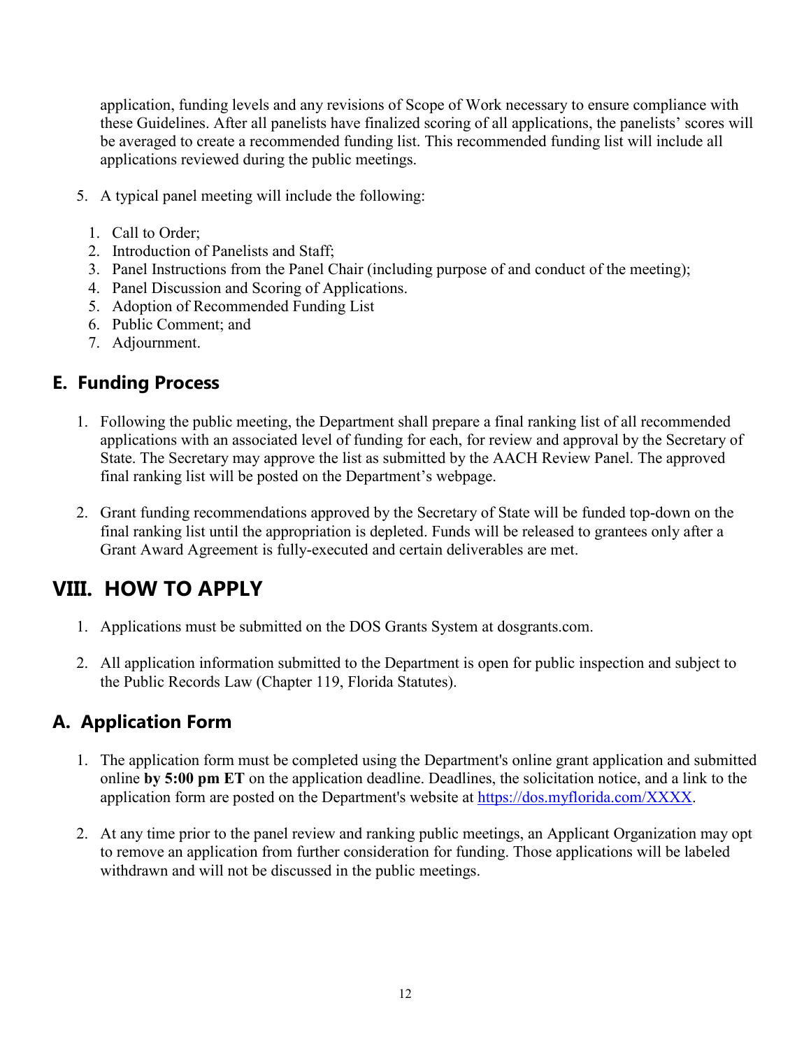application, funding levels and any revisions of Scope of Work necessary to ensure compliance with these Guidelines. After all panelists have finalized scoring of all applications, the panelists' scores will be averaged to create a recommended funding list. This recommended funding list will include all applications reviewed during the public meetings.

5. A typical panel meeting will include the following:

   1. Call to Order;
   2. Introduction of Panelists and Staff;
   3. Panel Instructions from the Panel Chair (including purpose of and conduct of the meeting);
   4. Panel Discussion and Scoring of Applications.
   5. Adoption of Recommended Funding List
   6. Public Comment; and
   7. Adjournment.

## E. Funding Process

1. Following the public meeting, the Department shall prepare a final ranking list of all recommended applications with an associated level of funding for each, for review and approval by the Secretary of State. The Secretary may approve the list as submitted by the AACH Review Panel. The approved final ranking list will be posted on the Department's webpage.

2. Grant funding recommendations approved by the Secretary of State will be funded top-down on the final ranking list until the appropriation is depleted. Funds will be released to grantees only after a Grant Award Agreement is fully-executed and certain deliverables are met.

# VIII. HOW TO APPLY

1. Applications must be submitted on the DOS Grants System at dosgrants.com.

2. All application information submitted to the Department is open for public inspection and subject to the Public Records Law (Chapter 119, Florida Statutes).

## A. Application Form

1. The application form must be completed using the Department's online grant application and submitted online **by 5:00 pm ET** on the application deadline. Deadlines, the solicitation notice, and a link to the application form are posted on the Department's website at [https://dos.myflorida.com/XXXX](https://dos.myflorida.com/XXXX).

2. At any time prior to the panel review and ranking public meetings, an Applicant Organization may opt to remove an application from further consideration for funding. Those applications will be labeled withdrawn and will not be discussed in the public meetings.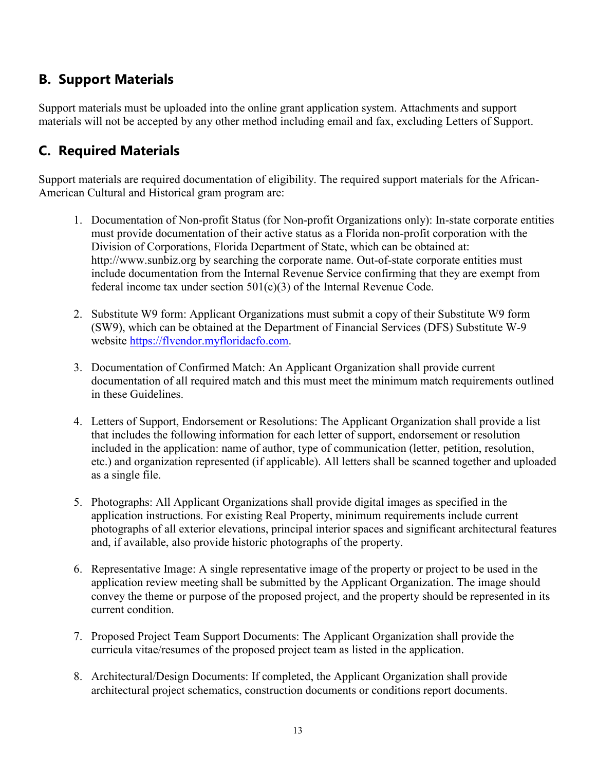## B. Support Materials

Support materials must be uploaded into the online grant application system. Attachments and support materials will not be accepted by any other method including email and fax, excluding Letters of Support.

## C. Required Materials

Support materials are required documentation of eligibility. The required support materials for the African-American Cultural and Historical gram program are:

1. Documentation of Non-profit Status (for Non-profit Organizations only): In-state corporate entities must provide documentation of their active status as a Florida non-profit corporation with the Division of Corporations, Florida Department of State, which can be obtained at: http://www.sunbiz.org by searching the corporate name. Out-of-state corporate entities must include documentation from the Internal Revenue Service confirming that they are exempt from federal income tax under section 501(c)(3) of the Internal Revenue Code.

2. Substitute W9 form: Applicant Organizations must submit a copy of their Substitute W9 form (SW9), which can be obtained at the Department of Financial Services (DFS) Substitute W-9 website [https://flvendor.myfloridacfo.com](https://flvendor.myfloridacfo.com).

3. Documentation of Confirmed Match: An Applicant Organization shall provide current documentation of all required match and this must meet the minimum match requirements outlined in these Guidelines.

4. Letters of Support, Endorsement or Resolutions: The Applicant Organization shall provide a list that includes the following information for each letter of support, endorsement or resolution included in the application: name of author, type of communication (letter, petition, resolution, etc.) and organization represented (if applicable). All letters shall be scanned together and uploaded as a single file.

5. Photographs: All Applicant Organizations shall provide digital images as specified in the application instructions. For existing Real Property, minimum requirements include current photographs of all exterior elevations, principal interior spaces and significant architectural features and, if available, also provide historic photographs of the property.

6. Representative Image: A single representative image of the property or project to be used in the application review meeting shall be submitted by the Applicant Organization. The image should convey the theme or purpose of the proposed project, and the property should be represented in its current condition.

7. Proposed Project Team Support Documents: The Applicant Organization shall provide the curricula vitae/resumes of the proposed project team as listed in the application.

8. Architectural/Design Documents: If completed, the Applicant Organization shall provide architectural project schematics, construction documents or conditions report documents.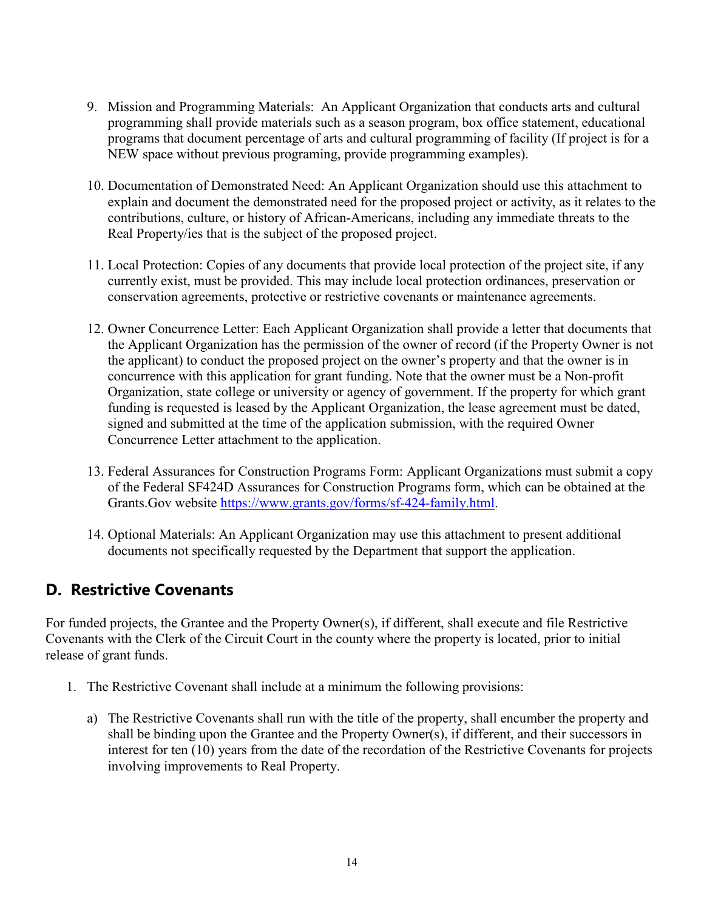9. Mission and Programming Materials: An Applicant Organization that conducts arts and cultural programming shall provide materials such as a season program, box office statement, educational programs that document percentage of arts and cultural programming of facility (If project is for a NEW space without previous programing, provide programming examples).

10. Documentation of Demonstrated Need: An Applicant Organization should use this attachment to explain and document the demonstrated need for the proposed project or activity, as it relates to the contributions, culture, or history of African-Americans, including any immediate threats to the Real Property/ies that is the subject of the proposed project.

11. Local Protection: Copies of any documents that provide local protection of the project site, if any currently exist, must be provided. This may include local protection ordinances, preservation or conservation agreements, protective or restrictive covenants or maintenance agreements.

12. Owner Concurrence Letter: Each Applicant Organization shall provide a letter that documents that the Applicant Organization has the permission of the owner of record (if the Property Owner is not the applicant) to conduct the proposed project on the owner's property and that the owner is in concurrence with this application for grant funding. Note that the owner must be a Non-profit Organization, state college or university or agency of government. If the property for which grant funding is requested is leased by the Applicant Organization, the lease agreement must be dated, signed and submitted at the time of the application submission, with the required Owner Concurrence Letter attachment to the application.

13. Federal Assurances for Construction Programs Form: Applicant Organizations must submit a copy of the Federal SF424D Assurances for Construction Programs form, which can be obtained at the Grants.Gov website [https://www.grants.gov/forms/sf-424-family.html](https://www.grants.gov/forms/sf-424-family.html).

14. Optional Materials: An Applicant Organization may use this attachment to present additional documents not specifically requested by the Department that support the application.

## D. Restrictive Covenants

For funded projects, the Grantee and the Property Owner(s), if different, shall execute and file Restrictive Covenants with the Clerk of the Circuit Court in the county where the property is located, prior to initial release of grant funds.

1. The Restrictive Covenant shall include at a minimum the following provisions:

   a) The Restrictive Covenants shall run with the title of the property, shall encumber the property and shall be binding upon the Grantee and the Property Owner(s), if different, and their successors in interest for ten (10) years from the date of the recordation of the Restrictive Covenants for projects involving improvements to Real Property.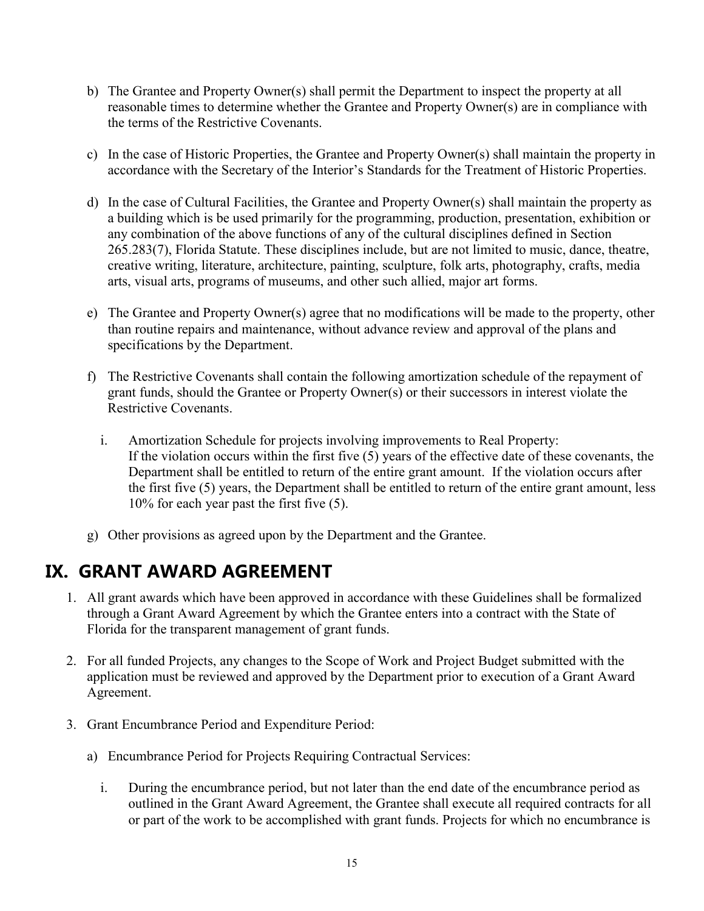b) The Grantee and Property Owner(s) shall permit the Department to inspect the property at all reasonable times to determine whether the Grantee and Property Owner(s) are in compliance with the terms of the Restrictive Covenants.

c) In the case of Historic Properties, the Grantee and Property Owner(s) shall maintain the property in accordance with the Secretary of the Interior's Standards for the Treatment of Historic Properties.

d) In the case of Cultural Facilities, the Grantee and Property Owner(s) shall maintain the property as a building which is be used primarily for the programming, production, presentation, exhibition or any combination of the above functions of any of the cultural disciplines defined in Section 265.283(7), Florida Statute. These disciplines include, but are not limited to music, dance, theatre, creative writing, literature, architecture, painting, sculpture, folk arts, photography, crafts, media arts, visual arts, programs of museums, and other such allied, major art forms.

e) The Grantee and Property Owner(s) agree that no modifications will be made to the property, other than routine repairs and maintenance, without advance review and approval of the plans and specifications by the Department.

f) The Restrictive Covenants shall contain the following amortization schedule of the repayment of grant funds, should the Grantee or Property Owner(s) or their successors in interest violate the Restrictive Covenants.

   i. Amortization Schedule for projects involving improvements to Real Property:
      If the violation occurs within the first five (5) years of the effective date of these covenants, the Department shall be entitled to return of the entire grant amount. If the violation occurs after the first five (5) years, the Department shall be entitled to return of the entire grant amount, less 10% for each year past the first five (5).

g) Other provisions as agreed upon by the Department and the Grantee.

# IX. GRANT AWARD AGREEMENT

1. All grant awards which have been approved in accordance with these Guidelines shall be formalized through a Grant Award Agreement by which the Grantee enters into a contract with the State of Florida for the transparent management of grant funds.

2. For all funded Projects, any changes to the Scope of Work and Project Budget submitted with the application must be reviewed and approved by the Department prior to execution of a Grant Award Agreement.

3. Grant Encumbrance Period and Expenditure Period:

   a) Encumbrance Period for Projects Requiring Contractual Services:

      i. During the encumbrance period, but not later than the end date of the encumbrance period as outlined in the Grant Award Agreement, the Grantee shall execute all required contracts for all or part of the work to be accomplished with grant funds. Projects for which no encumbrance is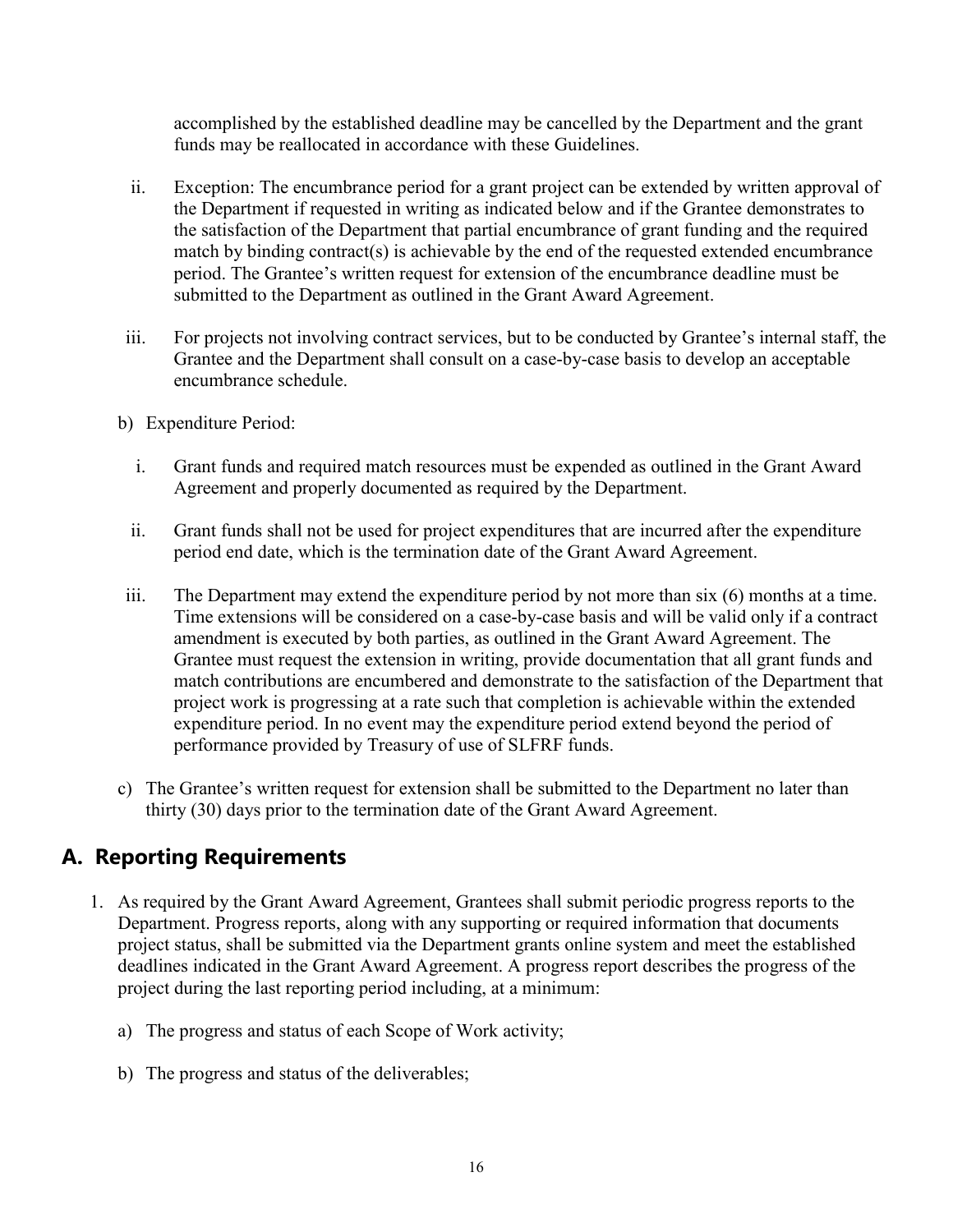accomplished by the established deadline may be cancelled by the Department and the grant funds may be reallocated in accordance with these Guidelines.

ii. Exception: The encumbrance period for a grant project can be extended by written approval of the Department if requested in writing as indicated below and if the Grantee demonstrates to the satisfaction of the Department that partial encumbrance of grant funding and the required match by binding contract(s) is achievable by the end of the requested extended encumbrance period. The Grantee's written request for extension of the encumbrance deadline must be submitted to the Department as outlined in the Grant Award Agreement.

iii. For projects not involving contract services, but to be conducted by Grantee's internal staff, the Grantee and the Department shall consult on a case-by-case basis to develop an acceptable encumbrance schedule.

b) Expenditure Period:

i. Grant funds and required match resources must be expended as outlined in the Grant Award Agreement and properly documented as required by the Department.

ii. Grant funds shall not be used for project expenditures that are incurred after the expenditure period end date, which is the termination date of the Grant Award Agreement.

iii. The Department may extend the expenditure period by not more than six (6) months at a time. Time extensions will be considered on a case-by-case basis and will be valid only if a contract amendment is executed by both parties, as outlined in the Grant Award Agreement. The Grantee must request the extension in writing, provide documentation that all grant funds and match contributions are encumbered and demonstrate to the satisfaction of the Department that project work is progressing at a rate such that completion is achievable within the extended expenditure period. In no event may the expenditure period extend beyond the period of performance provided by Treasury of use of SLFRF funds.

c) The Grantee's written request for extension shall be submitted to the Department no later than thirty (30) days prior to the termination date of the Grant Award Agreement.

## A. Reporting Requirements

1. As required by the Grant Award Agreement, Grantees shall submit periodic progress reports to the Department. Progress reports, along with any supporting or required information that documents project status, shall be submitted via the Department grants online system and meet the established deadlines indicated in the Grant Award Agreement. A progress report describes the progress of the project during the last reporting period including, at a minimum:

    a) The progress and status of each Scope of Work activity;

    b) The progress and status of the deliverables;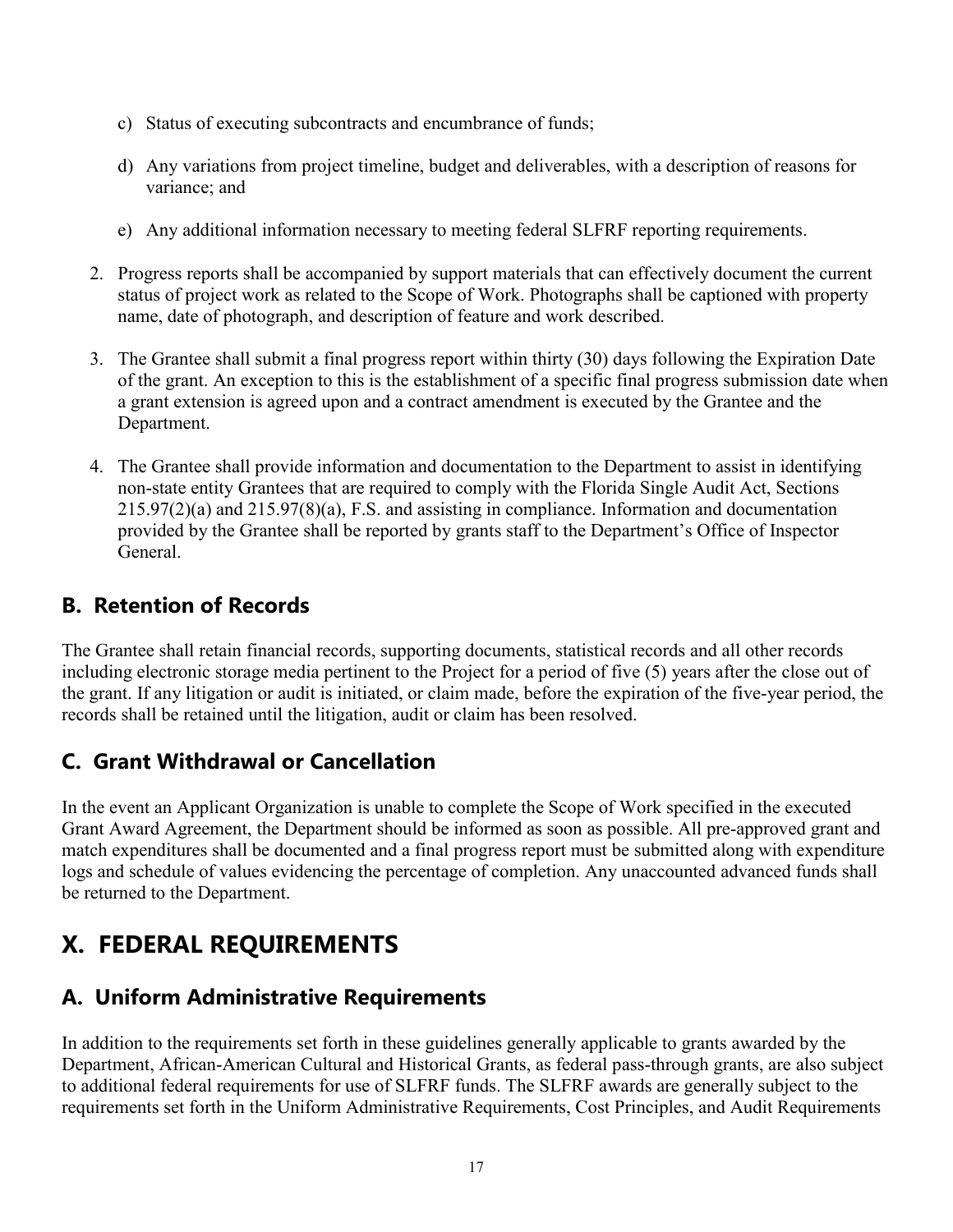c) Status of executing subcontracts and encumbrance of funds;

d) Any variations from project timeline, budget and deliverables, with a description of reasons for variance; and

e) Any additional information necessary to meeting federal SLFRF reporting requirements.

2. Progress reports shall be accompanied by support materials that can effectively document the current status of project work as related to the Scope of Work. Photographs shall be captioned with property name, date of photograph, and description of feature and work described.

3. The Grantee shall submit a final progress report within thirty (30) days following the Expiration Date of the grant. An exception to this is the establishment of a specific final progress submission date when a grant extension is agreed upon and a contract amendment is executed by the Grantee and the Department.

4. The Grantee shall provide information and documentation to the Department to assist in identifying non-state entity Grantees that are required to comply with the Florida Single Audit Act, Sections 215.97(2)(a) and 215.97(8)(a), F.S. and assisting in compliance. Information and documentation provided by the Grantee shall be reported by grants staff to the Department's Office of Inspector General.

## B. Retention of Records

The Grantee shall retain financial records, supporting documents, statistical records and all other records including electronic storage media pertinent to the Project for a period of five (5) years after the close out of the grant. If any litigation or audit is initiated, or claim made, before the expiration of the five-year period, the records shall be retained until the litigation, audit or claim has been resolved.

## C. Grant Withdrawal or Cancellation

In the event an Applicant Organization is unable to complete the Scope of Work specified in the executed Grant Award Agreement, the Department should be informed as soon as possible. All pre-approved grant and match expenditures shall be documented and a final progress report must be submitted along with expenditure logs and schedule of values evidencing the percentage of completion. Any unaccounted advanced funds shall be returned to the Department.

# X. FEDERAL REQUIREMENTS

## A. Uniform Administrative Requirements

In addition to the requirements set forth in these guidelines generally applicable to grants awarded by the Department, African-American Cultural and Historical Grants, as federal pass-through grants, are also subject to additional federal requirements for use of SLFRF funds. The SLFRF awards are generally subject to the requirements set forth in the Uniform Administrative Requirements, Cost Principles, and Audit Requirements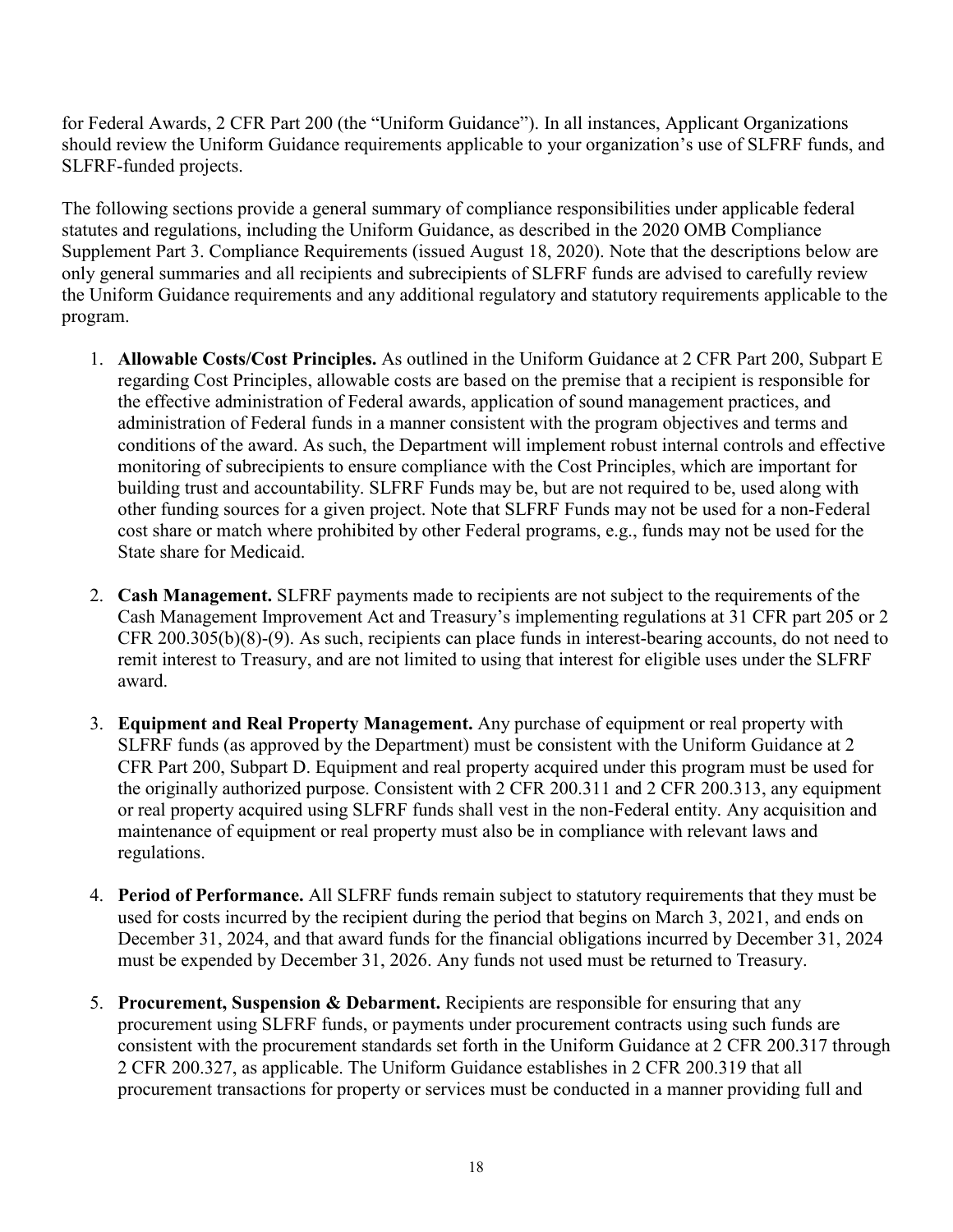for Federal Awards, 2 CFR Part 200 (the "Uniform Guidance"). In all instances, Applicant Organizations should review the Uniform Guidance requirements applicable to your organization's use of SLFRF funds, and SLFRF-funded projects.

The following sections provide a general summary of compliance responsibilities under applicable federal statutes and regulations, including the Uniform Guidance, as described in the 2020 OMB Compliance Supplement Part 3. Compliance Requirements (issued August 18, 2020). Note that the descriptions below are only general summaries and all recipients and subrecipients of SLFRF funds are advised to carefully review the Uniform Guidance requirements and any additional regulatory and statutory requirements applicable to the program.

1. **Allowable Costs/Cost Principles.** As outlined in the Uniform Guidance at 2 CFR Part 200, Subpart E regarding Cost Principles, allowable costs are based on the premise that a recipient is responsible for the effective administration of Federal awards, application of sound management practices, and administration of Federal funds in a manner consistent with the program objectives and terms and conditions of the award. As such, the Department will implement robust internal controls and effective monitoring of subrecipients to ensure compliance with the Cost Principles, which are important for building trust and accountability. SLFRF Funds may be, but are not required to be, used along with other funding sources for a given project. Note that SLFRF Funds may not be used for a non-Federal cost share or match where prohibited by other Federal programs, e.g., funds may not be used for the State share for Medicaid.

2. **Cash Management.** SLFRF payments made to recipients are not subject to the requirements of the Cash Management Improvement Act and Treasury's implementing regulations at 31 CFR part 205 or 2 CFR 200.305(b)(8)-(9). As such, recipients can place funds in interest-bearing accounts, do not need to remit interest to Treasury, and are not limited to using that interest for eligible uses under the SLFRF award.

3. **Equipment and Real Property Management.** Any purchase of equipment or real property with SLFRF funds (as approved by the Department) must be consistent with the Uniform Guidance at 2 CFR Part 200, Subpart D. Equipment and real property acquired under this program must be used for the originally authorized purpose. Consistent with 2 CFR 200.311 and 2 CFR 200.313, any equipment or real property acquired using SLFRF funds shall vest in the non-Federal entity. Any acquisition and maintenance of equipment or real property must also be in compliance with relevant laws and regulations.

4. **Period of Performance.** All SLFRF funds remain subject to statutory requirements that they must be used for costs incurred by the recipient during the period that begins on March 3, 2021, and ends on December 31, 2024, and that award funds for the financial obligations incurred by December 31, 2024 must be expended by December 31, 2026. Any funds not used must be returned to Treasury.

5. **Procurement, Suspension & Debarment.** Recipients are responsible for ensuring that any procurement using SLFRF funds, or payments under procurement contracts using such funds are consistent with the procurement standards set forth in the Uniform Guidance at 2 CFR 200.317 through 2 CFR 200.327, as applicable. The Uniform Guidance establishes in 2 CFR 200.319 that all procurement transactions for property or services must be conducted in a manner providing full and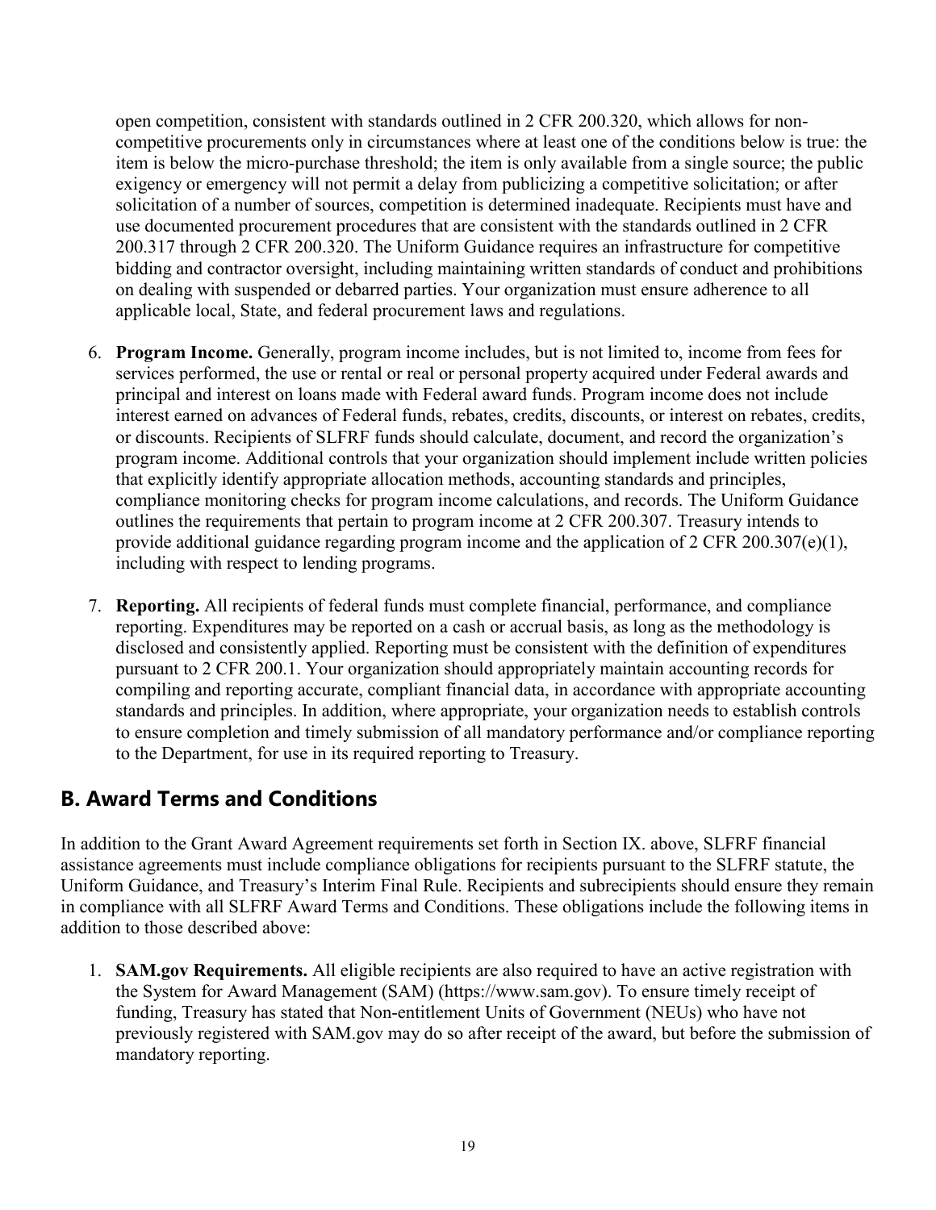open competition, consistent with standards outlined in 2 CFR 200.320, which allows for non-competitive procurements only in circumstances where at least one of the conditions below is true: the item is below the micro-purchase threshold; the item is only available from a single source; the public exigency or emergency will not permit a delay from publicizing a competitive solicitation; or after solicitation of a number of sources, competition is determined inadequate. Recipients must have and use documented procurement procedures that are consistent with the standards outlined in 2 CFR 200.317 through 2 CFR 200.320. The Uniform Guidance requires an infrastructure for competitive bidding and contractor oversight, including maintaining written standards of conduct and prohibitions on dealing with suspended or debarred parties. Your organization must ensure adherence to all applicable local, State, and federal procurement laws and regulations.

6. **Program Income.** Generally, program income includes, but is not limited to, income from fees for services performed, the use or rental or real or personal property acquired under Federal awards and principal and interest on loans made with Federal award funds. Program income does not include interest earned on advances of Federal funds, rebates, credits, discounts, or interest on rebates, credits, or discounts. Recipients of SLFRF funds should calculate, document, and record the organization's program income. Additional controls that your organization should implement include written policies that explicitly identify appropriate allocation methods, accounting standards and principles, compliance monitoring checks for program income calculations, and records. The Uniform Guidance outlines the requirements that pertain to program income at 2 CFR 200.307. Treasury intends to provide additional guidance regarding program income and the application of 2 CFR 200.307(e)(1), including with respect to lending programs.

7. **Reporting.** All recipients of federal funds must complete financial, performance, and compliance reporting. Expenditures may be reported on a cash or accrual basis, as long as the methodology is disclosed and consistently applied. Reporting must be consistent with the definition of expenditures pursuant to 2 CFR 200.1. Your organization should appropriately maintain accounting records for compiling and reporting accurate, compliant financial data, in accordance with appropriate accounting standards and principles. In addition, where appropriate, your organization needs to establish controls to ensure completion and timely submission of all mandatory performance and/or compliance reporting to the Department, for use in its required reporting to Treasury.

## B. Award Terms and Conditions

In addition to the Grant Award Agreement requirements set forth in Section IX. above, SLFRF financial assistance agreements must include compliance obligations for recipients pursuant to the SLFRF statute, the Uniform Guidance, and Treasury's Interim Final Rule. Recipients and subrecipients should ensure they remain in compliance with all SLFRF Award Terms and Conditions. These obligations include the following items in addition to those described above:

1. **SAM.gov Requirements.** All eligible recipients are also required to have an active registration with the System for Award Management (SAM) (https://www.sam.gov). To ensure timely receipt of funding, Treasury has stated that Non-entitlement Units of Government (NEUs) who have not previously registered with SAM.gov may do so after receipt of the award, but before the submission of mandatory reporting.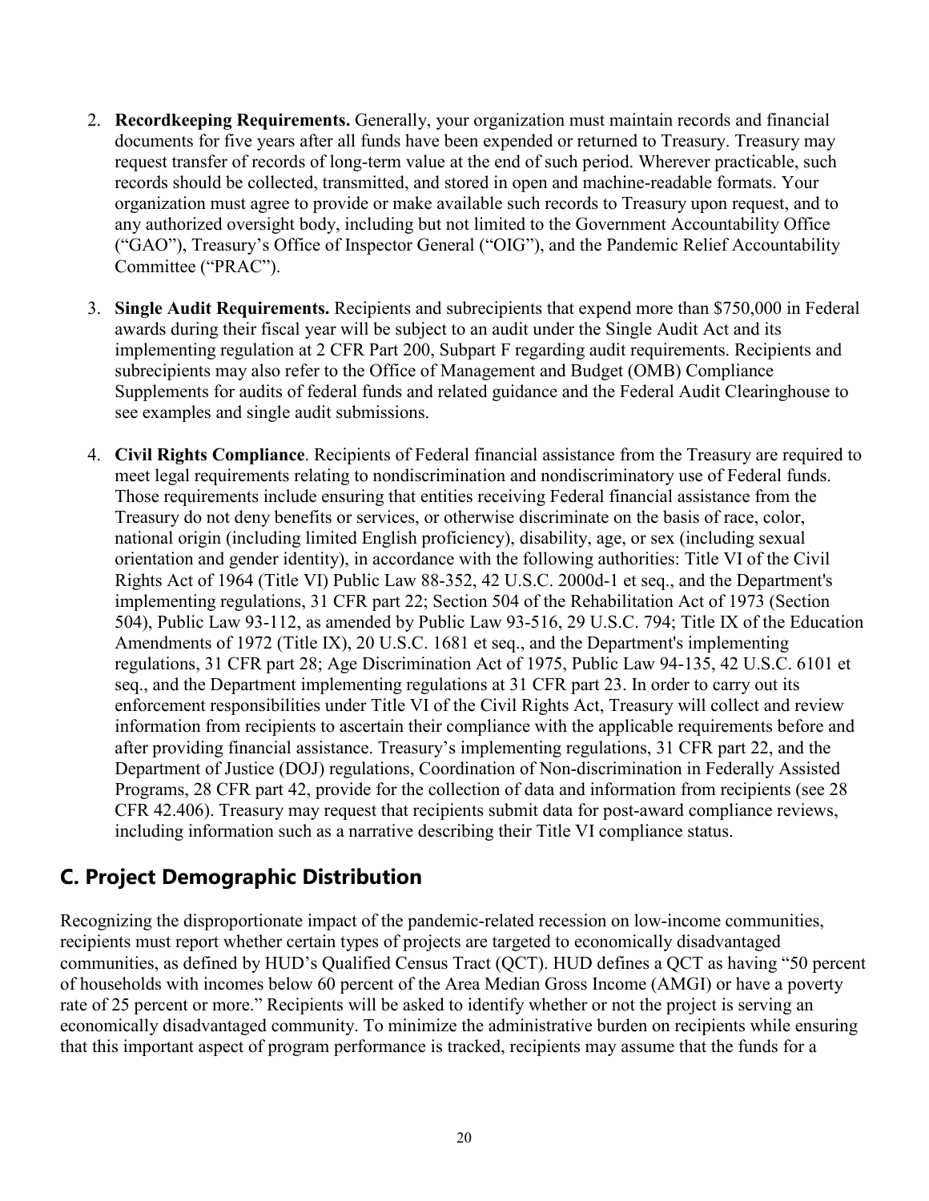2. **Recordkeeping Requirements.** Generally, your organization must maintain records and financial documents for five years after all funds have been expended or returned to Treasury. Treasury may request transfer of records of long-term value at the end of such period. Wherever practicable, such records should be collected, transmitted, and stored in open and machine-readable formats. Your organization must agree to provide or make available such records to Treasury upon request, and to any authorized oversight body, including but not limited to the Government Accountability Office ("GAO"), Treasury's Office of Inspector General ("OIG"), and the Pandemic Relief Accountability Committee ("PRAC").

3. **Single Audit Requirements.** Recipients and subrecipients that expend more than $750,000 in Federal awards during their fiscal year will be subject to an audit under the Single Audit Act and its implementing regulation at 2 CFR Part 200, Subpart F regarding audit requirements. Recipients and subrecipients may also refer to the Office of Management and Budget (OMB) Compliance Supplements for audits of federal funds and related guidance and the Federal Audit Clearinghouse to see examples and single audit submissions.

4. **Civil Rights Compliance**. Recipients of Federal financial assistance from the Treasury are required to meet legal requirements relating to nondiscrimination and nondiscriminatory use of Federal funds. Those requirements include ensuring that entities receiving Federal financial assistance from the Treasury do not deny benefits or services, or otherwise discriminate on the basis of race, color, national origin (including limited English proficiency), disability, age, or sex (including sexual orientation and gender identity), in accordance with the following authorities: Title VI of the Civil Rights Act of 1964 (Title VI) Public Law 88-352, 42 U.S.C. 2000d-1 et seq., and the Department's implementing regulations, 31 CFR part 22; Section 504 of the Rehabilitation Act of 1973 (Section 504), Public Law 93-112, as amended by Public Law 93-516, 29 U.S.C. 794; Title IX of the Education Amendments of 1972 (Title IX), 20 U.S.C. 1681 et seq., and the Department's implementing regulations, 31 CFR part 28; Age Discrimination Act of 1975, Public Law 94-135, 42 U.S.C. 6101 et seq., and the Department implementing regulations at 31 CFR part 23. In order to carry out its enforcement responsibilities under Title VI of the Civil Rights Act, Treasury will collect and review information from recipients to ascertain their compliance with the applicable requirements before and after providing financial assistance. Treasury's implementing regulations, 31 CFR part 22, and the Department of Justice (DOJ) regulations, Coordination of Non-discrimination in Federally Assisted Programs, 28 CFR part 42, provide for the collection of data and information from recipients (see 28 CFR 42.406). Treasury may request that recipients submit data for post-award compliance reviews, including information such as a narrative describing their Title VI compliance status.

## C. Project Demographic Distribution

Recognizing the disproportionate impact of the pandemic-related recession on low-income communities, recipients must report whether certain types of projects are targeted to economically disadvantaged communities, as defined by HUD's Qualified Census Tract (QCT). HUD defines a QCT as having "50 percent of households with incomes below 60 percent of the Area Median Gross Income (AMGI) or have a poverty rate of 25 percent or more." Recipients will be asked to identify whether or not the project is serving an economically disadvantaged community. To minimize the administrative burden on recipients while ensuring that this important aspect of program performance is tracked, recipients may assume that the funds for a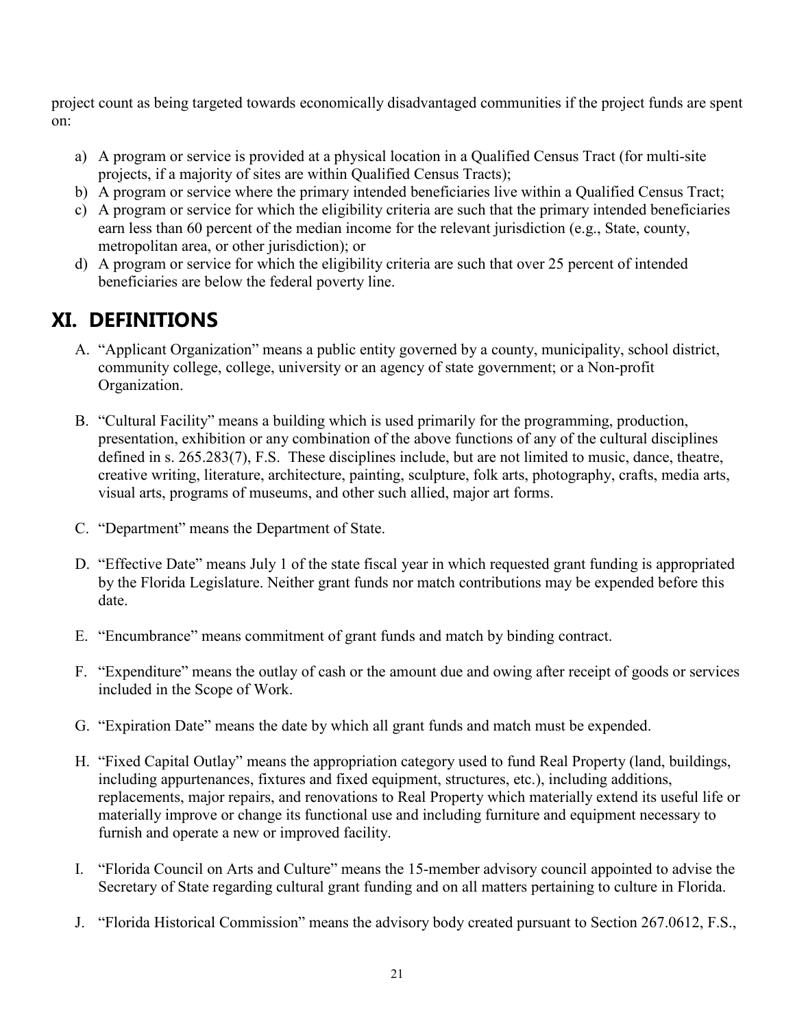project count as being targeted towards economically disadvantaged communities if the project funds are spent on:

a) A program or service is provided at a physical location in a Qualified Census Tract (for multi-site projects, if a majority of sites are within Qualified Census Tracts);
b) A program or service where the primary intended beneficiaries live within a Qualified Census Tract;
c) A program or service for which the eligibility criteria are such that the primary intended beneficiaries earn less than 60 percent of the median income for the relevant jurisdiction (e.g., State, county, metropolitan area, or other jurisdiction); or
d) A program or service for which the eligibility criteria are such that over 25 percent of intended beneficiaries are below the federal poverty line.

## XI. DEFINITIONS

A. "Applicant Organization" means a public entity governed by a county, municipality, school district, community college, college, university or an agency of state government; or a Non-profit Organization.

B. "Cultural Facility" means a building which is used primarily for the programming, production, presentation, exhibition or any combination of the above functions of any of the cultural disciplines defined in s. 265.283(7), F.S. These disciplines include, but are not limited to music, dance, theatre, creative writing, literature, architecture, painting, sculpture, folk arts, photography, crafts, media arts, visual arts, programs of museums, and other such allied, major art forms.

C. "Department" means the Department of State.

D. "Effective Date" means July 1 of the state fiscal year in which requested grant funding is appropriated by the Florida Legislature. Neither grant funds nor match contributions may be expended before this date.

E. "Encumbrance" means commitment of grant funds and match by binding contract.

F. "Expenditure" means the outlay of cash or the amount due and owing after receipt of goods or services included in the Scope of Work.

G. "Expiration Date" means the date by which all grant funds and match must be expended.

H. "Fixed Capital Outlay" means the appropriation category used to fund Real Property (land, buildings, including appurtenances, fixtures and fixed equipment, structures, etc.), including additions, replacements, major repairs, and renovations to Real Property which materially extend its useful life or materially improve or change its functional use and including furniture and equipment necessary to furnish and operate a new or improved facility.

I. "Florida Council on Arts and Culture" means the 15-member advisory council appointed to advise the Secretary of State regarding cultural grant funding and on all matters pertaining to culture in Florida.

J. "Florida Historical Commission" means the advisory body created pursuant to Section 267.0612, F.S.,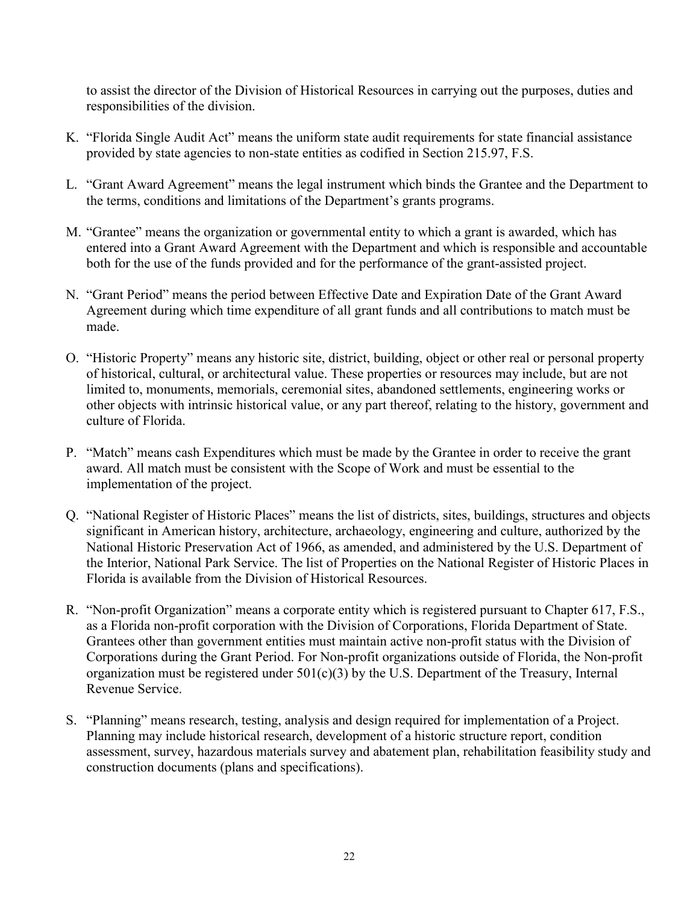to assist the director of the Division of Historical Resources in carrying out the purposes, duties and responsibilities of the division.

K. "Florida Single Audit Act" means the uniform state audit requirements for state financial assistance provided by state agencies to non-state entities as codified in Section 215.97, F.S.

L. "Grant Award Agreement" means the legal instrument which binds the Grantee and the Department to the terms, conditions and limitations of the Department's grants programs.

M. "Grantee" means the organization or governmental entity to which a grant is awarded, which has entered into a Grant Award Agreement with the Department and which is responsible and accountable both for the use of the funds provided and for the performance of the grant-assisted project.

N. "Grant Period" means the period between Effective Date and Expiration Date of the Grant Award Agreement during which time expenditure of all grant funds and all contributions to match must be made.

O. "Historic Property" means any historic site, district, building, object or other real or personal property of historical, cultural, or architectural value. These properties or resources may include, but are not limited to, monuments, memorials, ceremonial sites, abandoned settlements, engineering works or other objects with intrinsic historical value, or any part thereof, relating to the history, government and culture of Florida.

P. "Match" means cash Expenditures which must be made by the Grantee in order to receive the grant award. All match must be consistent with the Scope of Work and must be essential to the implementation of the project.

Q. "National Register of Historic Places" means the list of districts, sites, buildings, structures and objects significant in American history, architecture, archaeology, engineering and culture, authorized by the National Historic Preservation Act of 1966, as amended, and administered by the U.S. Department of the Interior, National Park Service. The list of Properties on the National Register of Historic Places in Florida is available from the Division of Historical Resources.

R. "Non-profit Organization" means a corporate entity which is registered pursuant to Chapter 617, F.S., as a Florida non-profit corporation with the Division of Corporations, Florida Department of State. Grantees other than government entities must maintain active non-profit status with the Division of Corporations during the Grant Period. For Non-profit organizations outside of Florida, the Non-profit organization must be registered under 501(c)(3) by the U.S. Department of the Treasury, Internal Revenue Service.

S. "Planning" means research, testing, analysis and design required for implementation of a Project. Planning may include historical research, development of a historic structure report, condition assessment, survey, hazardous materials survey and abatement plan, rehabilitation feasibility study and construction documents (plans and specifications).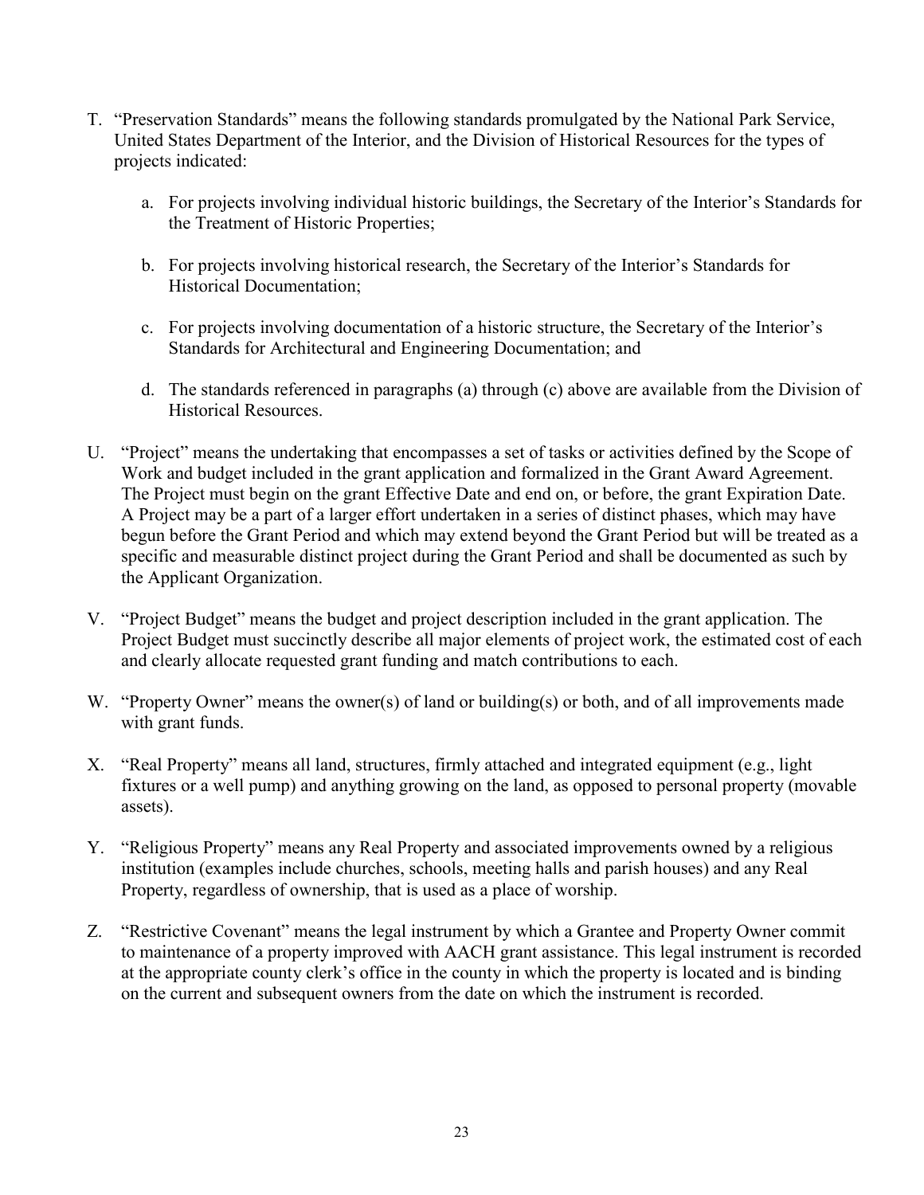T. "Preservation Standards" means the following standards promulgated by the National Park Service, United States Department of the Interior, and the Division of Historical Resources for the types of projects indicated:

   a. For projects involving individual historic buildings, the Secretary of the Interior's Standards for the Treatment of Historic Properties;

   b. For projects involving historical research, the Secretary of the Interior's Standards for Historical Documentation;

   c. For projects involving documentation of a historic structure, the Secretary of the Interior's Standards for Architectural and Engineering Documentation; and

   d. The standards referenced in paragraphs (a) through (c) above are available from the Division of Historical Resources.

U. "Project" means the undertaking that encompasses a set of tasks or activities defined by the Scope of Work and budget included in the grant application and formalized in the Grant Award Agreement. The Project must begin on the grant Effective Date and end on, or before, the grant Expiration Date. A Project may be a part of a larger effort undertaken in a series of distinct phases, which may have begun before the Grant Period and which may extend beyond the Grant Period but will be treated as a specific and measurable distinct project during the Grant Period and shall be documented as such by the Applicant Organization.

V. "Project Budget" means the budget and project description included in the grant application. The Project Budget must succinctly describe all major elements of project work, the estimated cost of each and clearly allocate requested grant funding and match contributions to each.

W. "Property Owner" means the owner(s) of land or building(s) or both, and of all improvements made with grant funds.

X. "Real Property" means all land, structures, firmly attached and integrated equipment (e.g., light fixtures or a well pump) and anything growing on the land, as opposed to personal property (movable assets).

Y. "Religious Property" means any Real Property and associated improvements owned by a religious institution (examples include churches, schools, meeting halls and parish houses) and any Real Property, regardless of ownership, that is used as a place of worship.

Z. "Restrictive Covenant" means the legal instrument by which a Grantee and Property Owner commit to maintenance of a property improved with AACH grant assistance. This legal instrument is recorded at the appropriate county clerk's office in the county in which the property is located and is binding on the current and subsequent owners from the date on which the instrument is recorded.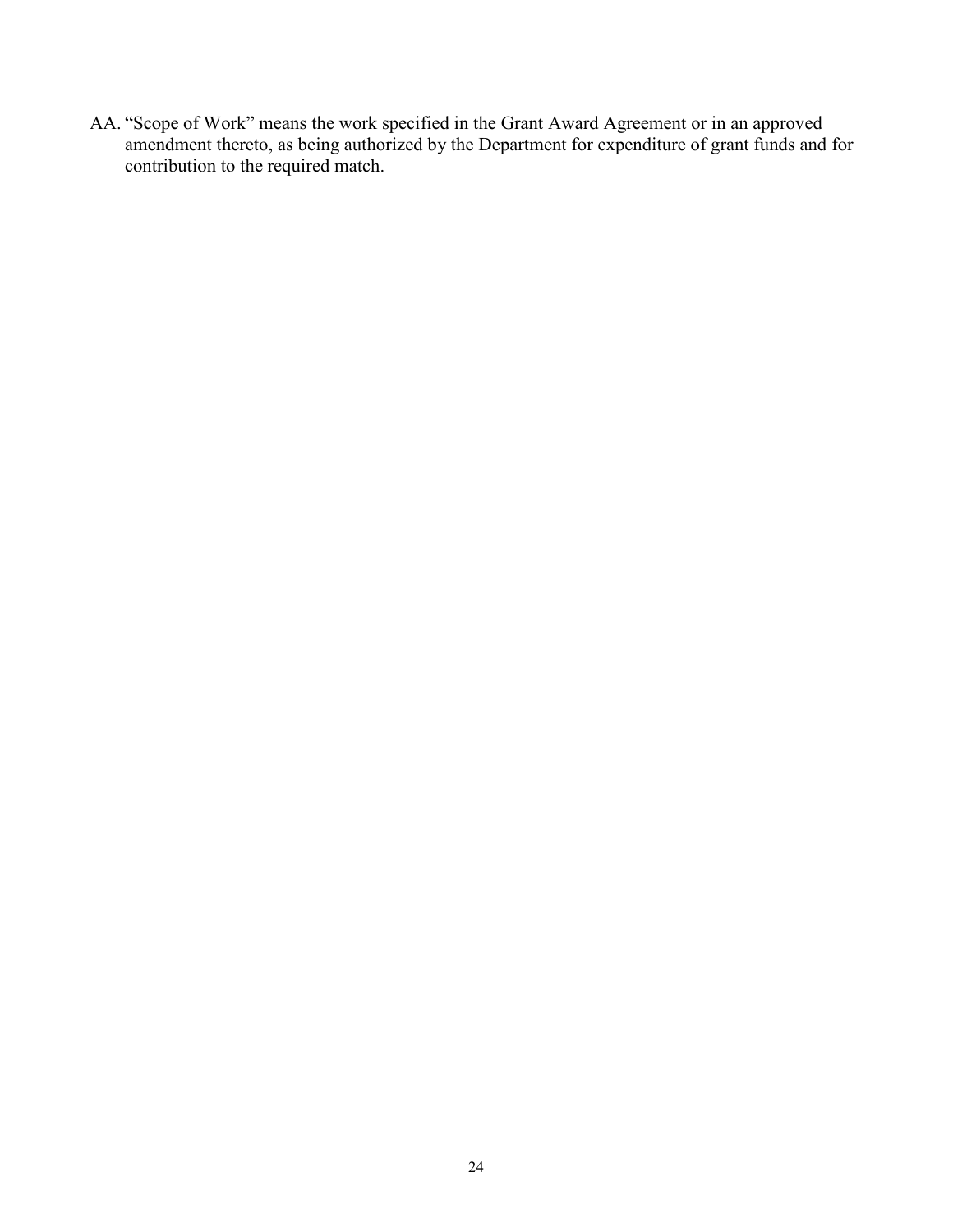AA. “Scope of Work” means the work specified in the Grant Award Agreement or in an approved amendment thereto, as being authorized by the Department for expenditure of grant funds and for contribution to the required match.